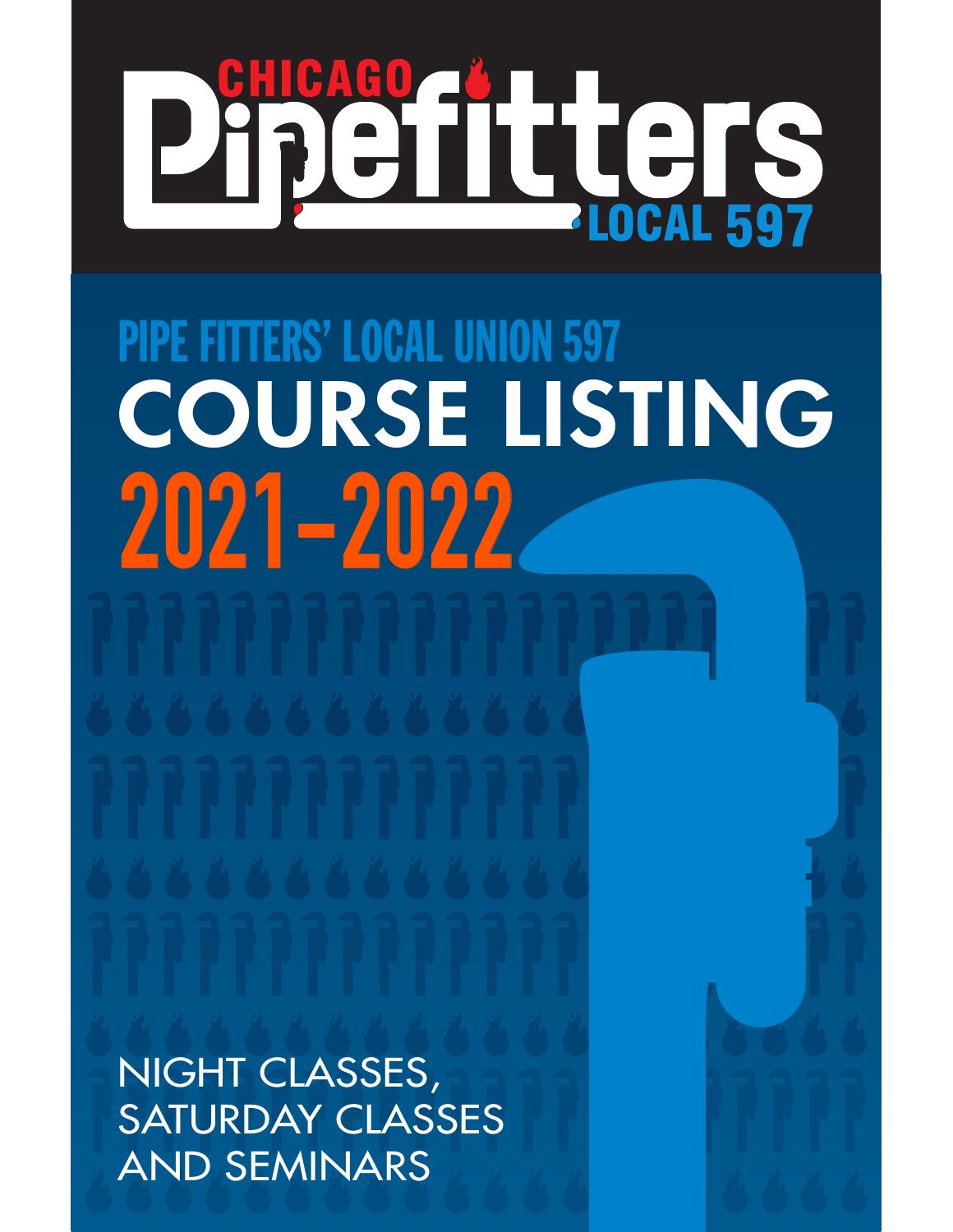# CHICAGO Pipefitters LOCAL 597

## PIPE FITTERS' LOCAL UNION 597

# COURSE LISTING

# 2021-2022

NIGHT CLASSES,
SATURDAY CLASSES
AND SEMINARS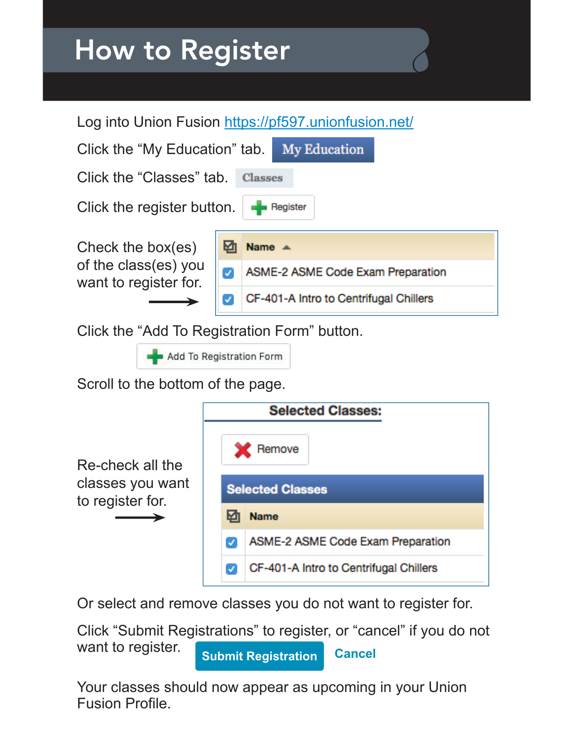# How to Register

Log into Union Fusion https://pf597.unionfusion.net/

Click the "My Education" tab. My Education

Click the "Classes" tab. Classes

Click the register button. Register

Check the box(es) of the class(es) you want to register for.

| ☑ | Name ▲ |
|---|---|
| ☑ | ASME-2 ASME Code Exam Preparation |
| ☑ | CF-401-A Intro to Centrifugal Chillers |

Click the "Add To Registration Form" button.

Add To Registration Form

Scroll to the bottom of the page.

Re-check all the classes you want to register for.

**Selected Classes:**

Remove

**Selected Classes**

| ☑ | Name |
|---|---|
| ☑ | ASME-2 ASME Code Exam Preparation |
| ☑ | CF-401-A Intro to Centrifugal Chillers |

Or select and remove classes you do not want to register for.

Click "Submit Registrations" to register, or "cancel" if you do not want to register. Submit Registration Cancel

Your classes should now appear as upcoming in your Union Fusion Profile.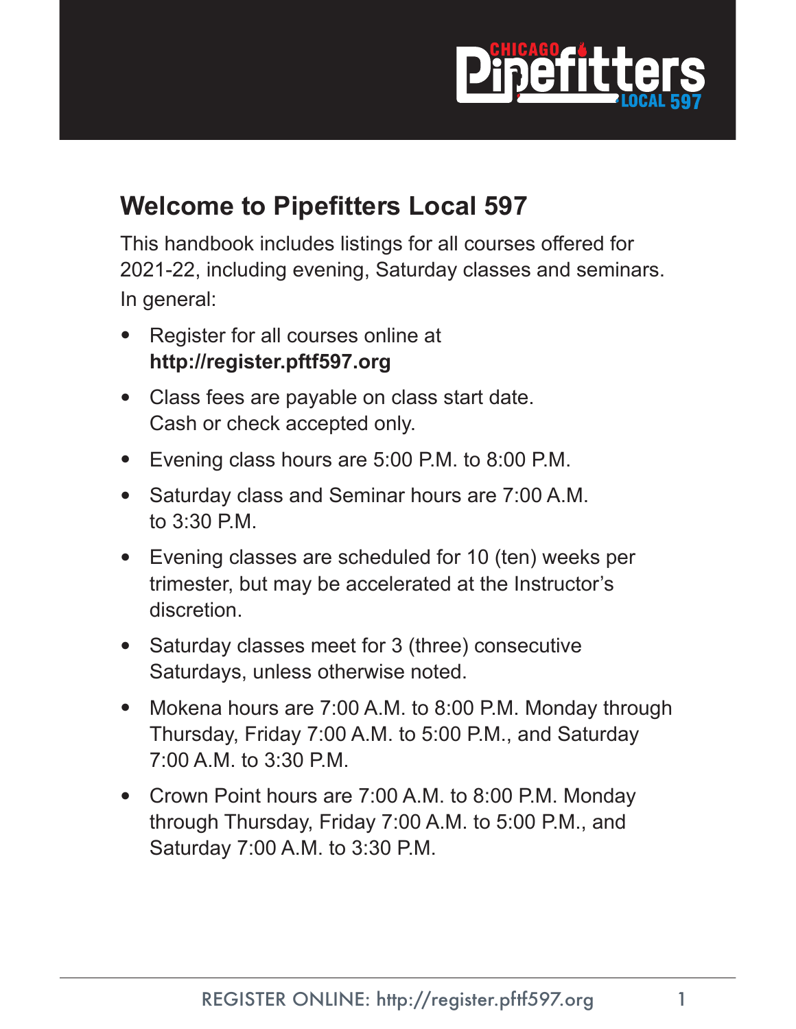## Welcome to Pipefitters Local 597

This handbook includes listings for all courses offered for 2021-22, including evening, Saturday classes and seminars. In general:

- Register for all courses online at **http://register.pftf597.org**
- Class fees are payable on class start date. Cash or check accepted only.
- Evening class hours are 5:00 P.M. to 8:00 P.M.
- Saturday class and Seminar hours are 7:00 A.M. to 3:30 P.M.
- Evening classes are scheduled for 10 (ten) weeks per trimester, but may be accelerated at the Instructor's discretion.
- Saturday classes meet for 3 (three) consecutive Saturdays, unless otherwise noted.
- Mokena hours are 7:00 A.M. to 8:00 P.M. Monday through Thursday, Friday 7:00 A.M. to 5:00 P.M., and Saturday 7:00 A.M. to 3:30 P.M.
- Crown Point hours are 7:00 A.M. to 8:00 P.M. Monday through Thursday, Friday 7:00 A.M. to 5:00 P.M., and Saturday 7:00 A.M. to 3:30 P.M.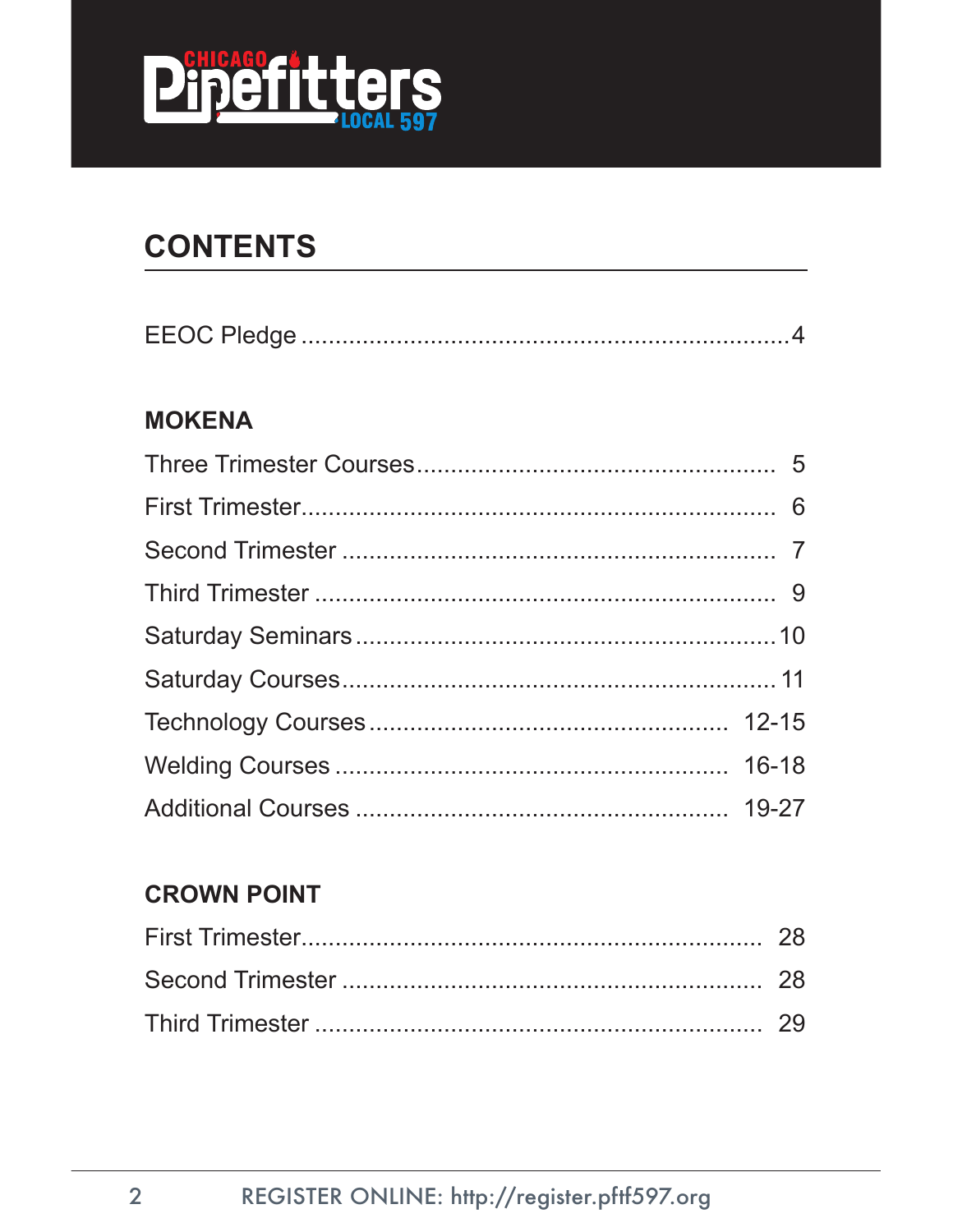# CONTENTS

| | |
|---|---|
| EEOC Pledge | 4 |

## MOKENA

| | |
|---|---|
| Three Trimester Courses | 5 |
| First Trimester | 6 |
| Second Trimester | 7 |
| Third Trimester | 9 |
| Saturday Seminars | 10 |
| Saturday Courses | 11 |
| Technology Courses | 12-15 |
| Welding Courses | 16-18 |
| Additional Courses | 19-27 |

## CROWN POINT

| | |
|---|---|
| First Trimester | 28 |
| Second Trimester | 28 |
| Third Trimester | 29 |

REGISTER ONLINE: http://register.pftf597.org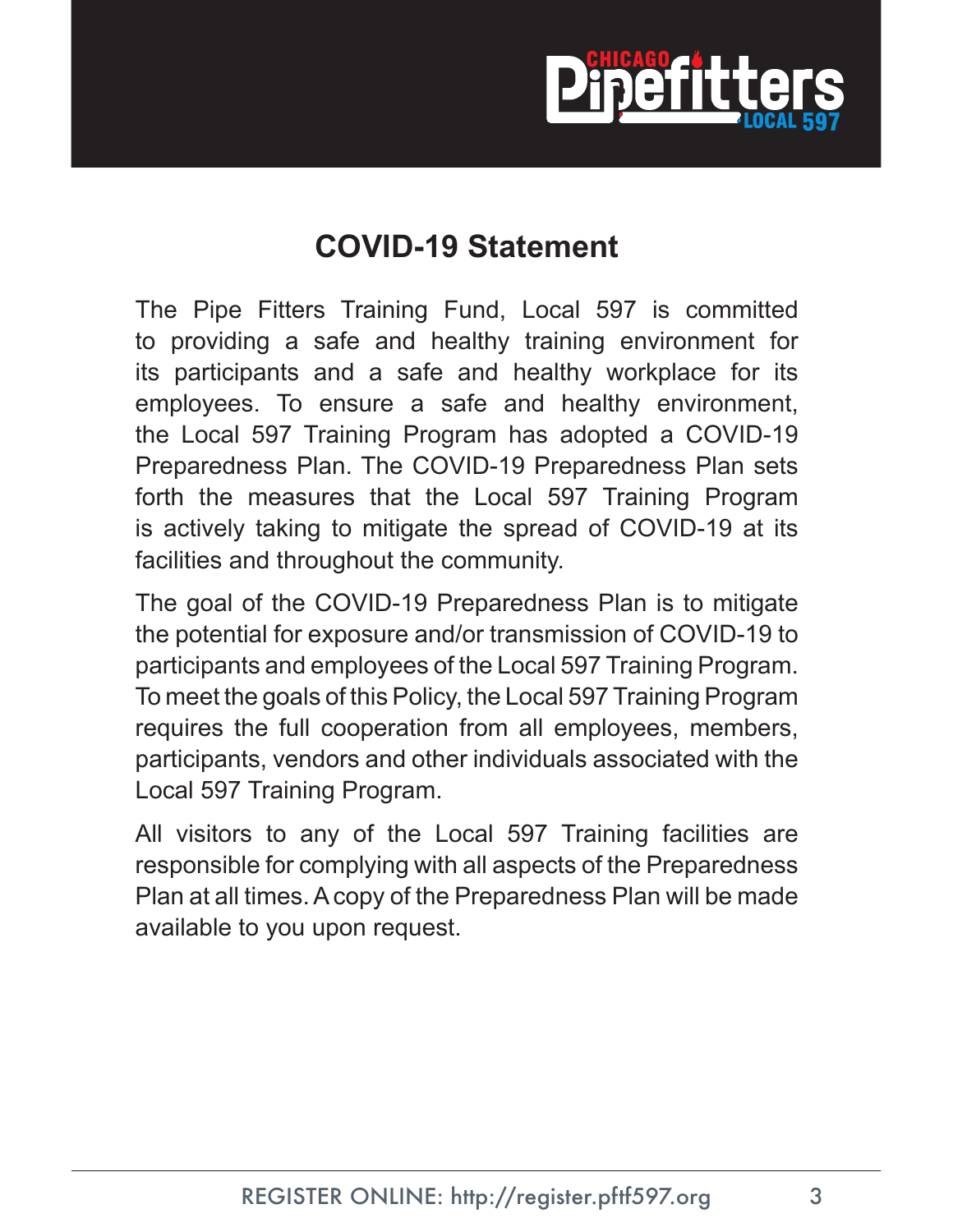## COVID-19 Statement

The Pipe Fitters Training Fund, Local 597 is committed to providing a safe and healthy training environment for its participants and a safe and healthy workplace for its employees. To ensure a safe and healthy environment, the Local 597 Training Program has adopted a COVID-19 Preparedness Plan. The COVID-19 Preparedness Plan sets forth the measures that the Local 597 Training Program is actively taking to mitigate the spread of COVID-19 at its facilities and throughout the community.

The goal of the COVID-19 Preparedness Plan is to mitigate the potential for exposure and/or transmission of COVID-19 to participants and employees of the Local 597 Training Program. To meet the goals of this Policy, the Local 597 Training Program requires the full cooperation from all employees, members, participants, vendors and other individuals associated with the Local 597 Training Program.

All visitors to any of the Local 597 Training facilities are responsible for complying with all aspects of the Preparedness Plan at all times. A copy of the Preparedness Plan will be made available to you upon request.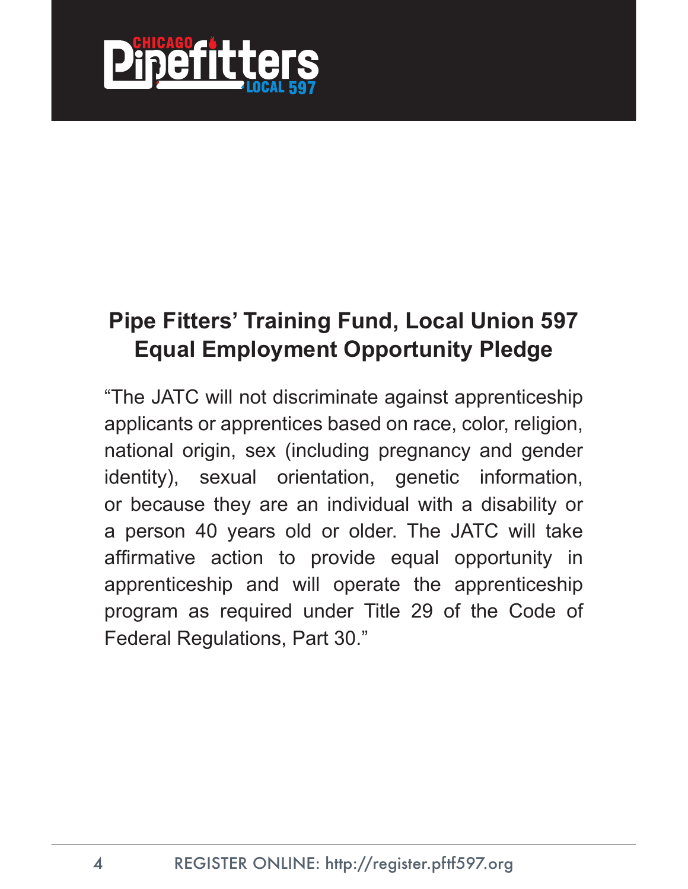## Pipe Fitters' Training Fund, Local Union 597 Equal Employment Opportunity Pledge

"The JATC will not discriminate against apprenticeship applicants or apprentices based on race, color, religion, national origin, sex (including pregnancy and gender identity), sexual orientation, genetic information, or because they are an individual with a disability or a person 40 years old or older. The JATC will take affirmative action to provide equal opportunity in apprenticeship and will operate the apprenticeship program as required under Title 29 of the Code of Federal Regulations, Part 30."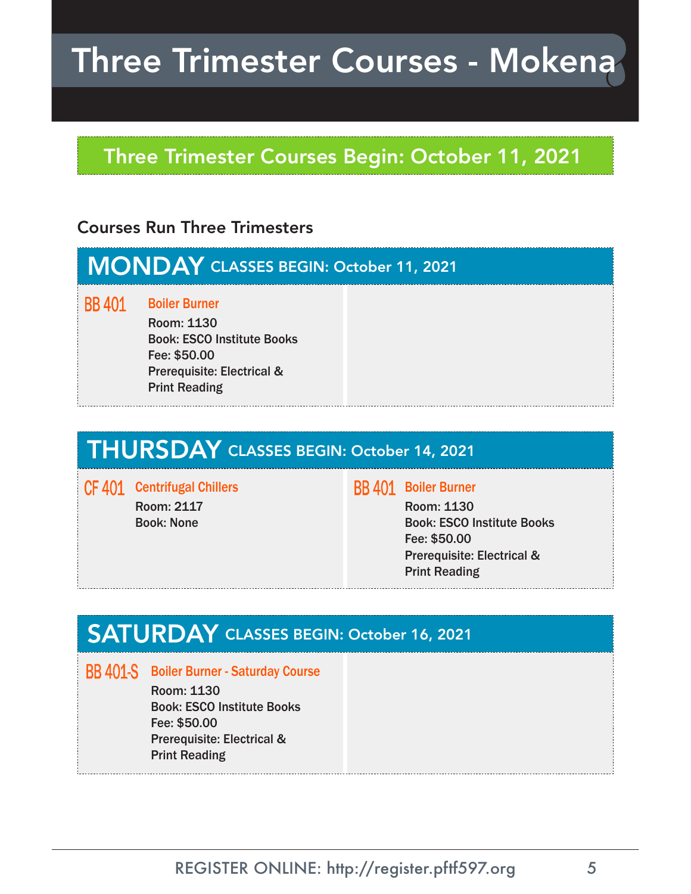# Three Trimester Courses - Mokena

## Three Trimester Courses Begin: October 11, 2021

### Courses Run Three Trimesters

## MONDAY CLASSES BEGIN: October 11, 2021

**BB 401** **Boiler Burner**
Room: 1130
Book: ESCO Institute Books
Fee: $50.00
Prerequisite: Electrical & Print Reading

## THURSDAY CLASSES BEGIN: October 14, 2021

**CF 401** **Centrifugal Chillers**
Room: 2117
Book: None

**BB 401** **Boiler Burner**
Room: 1130
Book: ESCO Institute Books
Fee: $50.00
Prerequisite: Electrical & Print Reading

## SATURDAY CLASSES BEGIN: October 16, 2021

**BB 401-S** **Boiler Burner - Saturday Course**
Room: 1130
Book: ESCO Institute Books
Fee: $50.00
Prerequisite: Electrical & Print Reading

REGISTER ONLINE: http://register.pftf597.org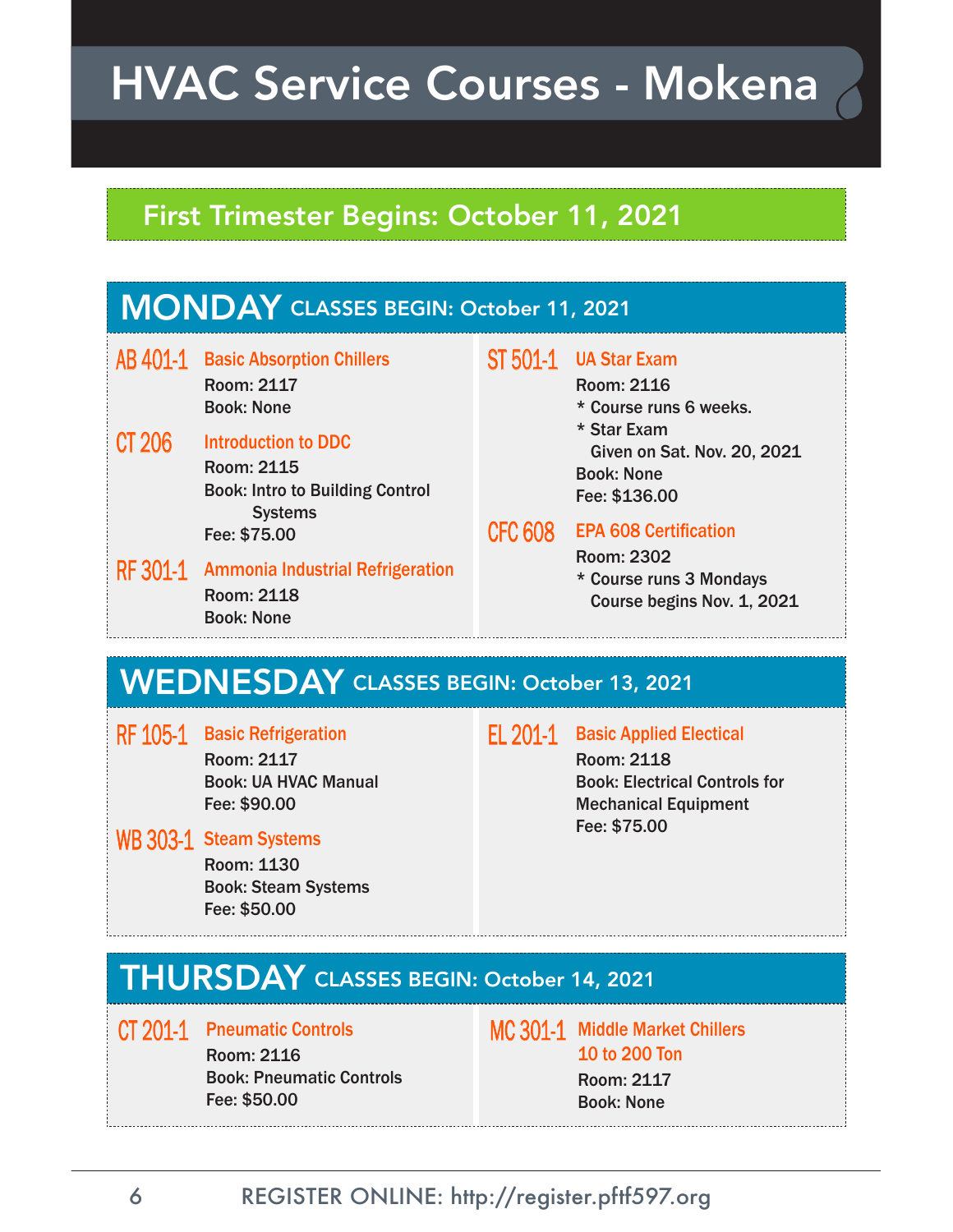# HVAC Service Courses - Mokena

## First Trimester Begins: October 11, 2021

## MONDAY CLASSES BEGIN: October 11, 2021

**AB 401-1** Basic Absorption Chillers
Room: 2117
Book: None

**CT 206** Introduction to DDC
Room: 2115
Book: Intro to Building Control Systems
Fee: $75.00

**RF 301-1** Ammonia Industrial Refrigeration
Room: 2118
Book: None

**ST 501-1** UA Star Exam
Room: 2116
* Course runs 6 weeks.
* Star Exam Given on Sat. Nov. 20, 2021
Book: None
Fee: $136.00

**CFC 608** EPA 608 Certification
Room: 2302
* Course runs 3 Mondays Course begins Nov. 1, 2021

## WEDNESDAY CLASSES BEGIN: October 13, 2021

**RF 105-1** Basic Refrigeration
Room: 2117
Book: UA HVAC Manual
Fee: $90.00

**WB 303-1** Steam Systems
Room: 1130
Book: Steam Systems
Fee: $50.00

**EL 201-1** Basic Applied Electical
Room: 2118
Book: Electrical Controls for Mechanical Equipment
Fee: $75.00

## THURSDAY CLASSES BEGIN: October 14, 2021

**CT 201-1** Pneumatic Controls
Room: 2116
Book: Pneumatic Controls
Fee: $50.00

**MC 301-1** Middle Market Chillers 10 to 200 Ton
Room: 2117
Book: None

REGISTER ONLINE: http://register.pftf597.org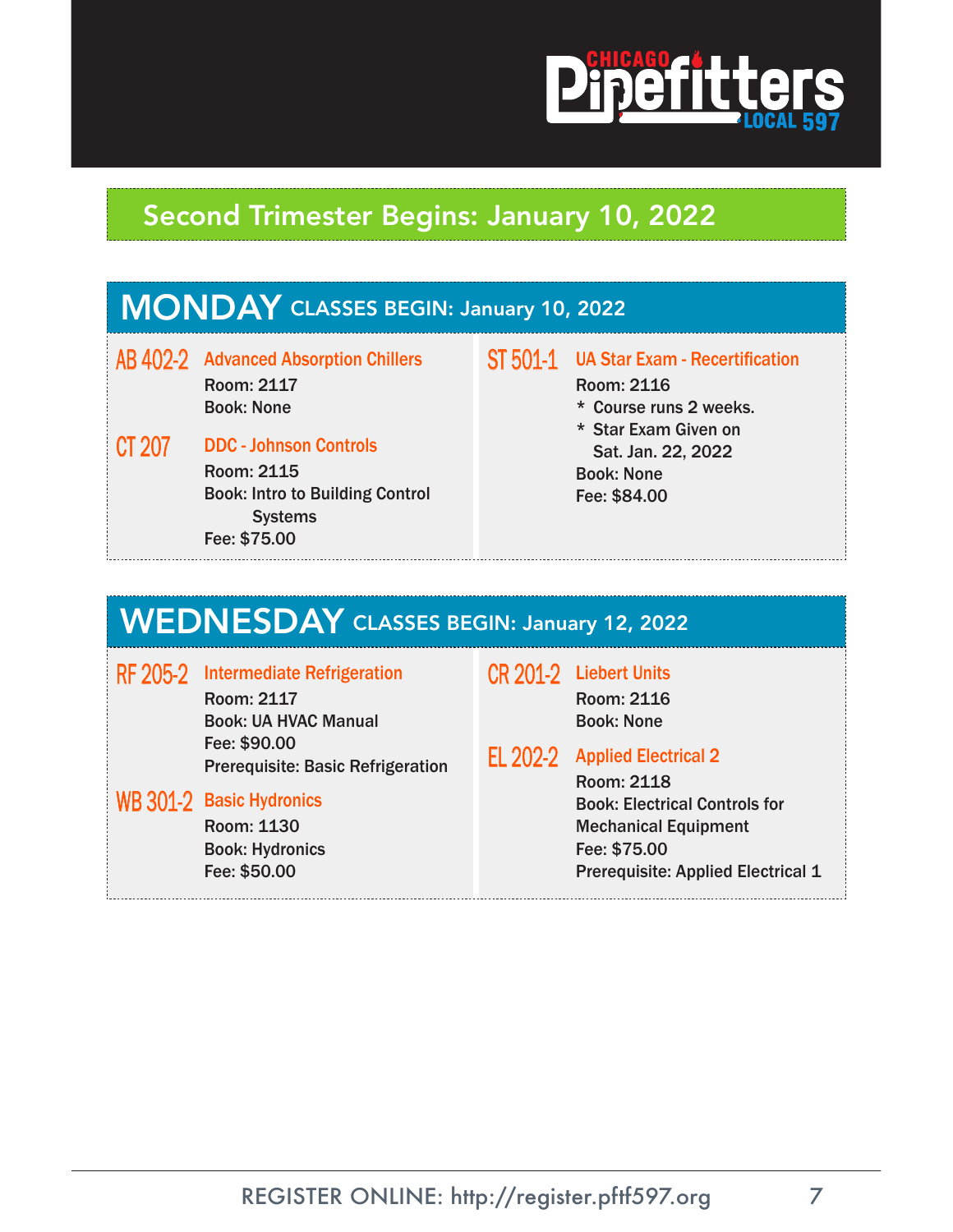# Second Trimester Begins: January 10, 2022

## MONDAY CLASSES BEGIN: January 10, 2022

**AB 402-2** **Advanced Absorption Chillers**
Room: 2117
Book: None

**CT 207** **DDC - Johnson Controls**
Room: 2115
Book: Intro to Building Control Systems
Fee: $75.00

**ST 501-1** **UA Star Exam - Recertification**
Room: 2116
* Course runs 2 weeks.
* Star Exam Given on Sat. Jan. 22, 2022

Book: None
Fee: $84.00

## WEDNESDAY CLASSES BEGIN: January 12, 2022

**RF 205-2** **Intermediate Refrigeration**
Room: 2117
Book: UA HVAC Manual
Fee: $90.00
Prerequisite: Basic Refrigeration

**WB 301-2** **Basic Hydronics**
Room: 1130
Book: Hydronics
Fee: $50.00

**CR 201-2** **Liebert Units**
Room: 2116
Book: None

**EL 202-2** **Applied Electrical 2**
Room: 2118
Book: Electrical Controls for Mechanical Equipment
Fee: $75.00
Prerequisite: Applied Electrical 1

REGISTER ONLINE: http://register.pftf597.org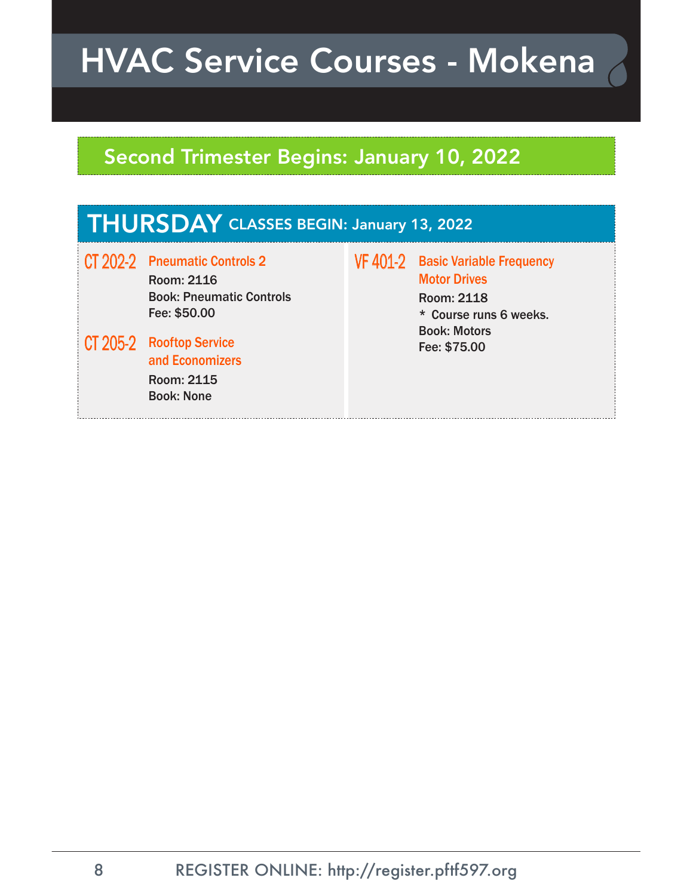# HVAC Service Courses - Mokena

## Second Trimester Begins: January 10, 2022

## THURSDAY CLASSES BEGIN: January 13, 2022

**CT 202-2** **Pneumatic Controls 2**
Room: 2116
Book: Pneumatic Controls
Fee: $50.00

**CT 205-2** **Rooftop Service and Economizers**
Room: 2115
Book: None

**VF 401-2** **Basic Variable Frequency Motor Drives**
Room: 2118
* Course runs 6 weeks.
Book: Motors
Fee: $75.00

REGISTER ONLINE: http://register.pftf597.org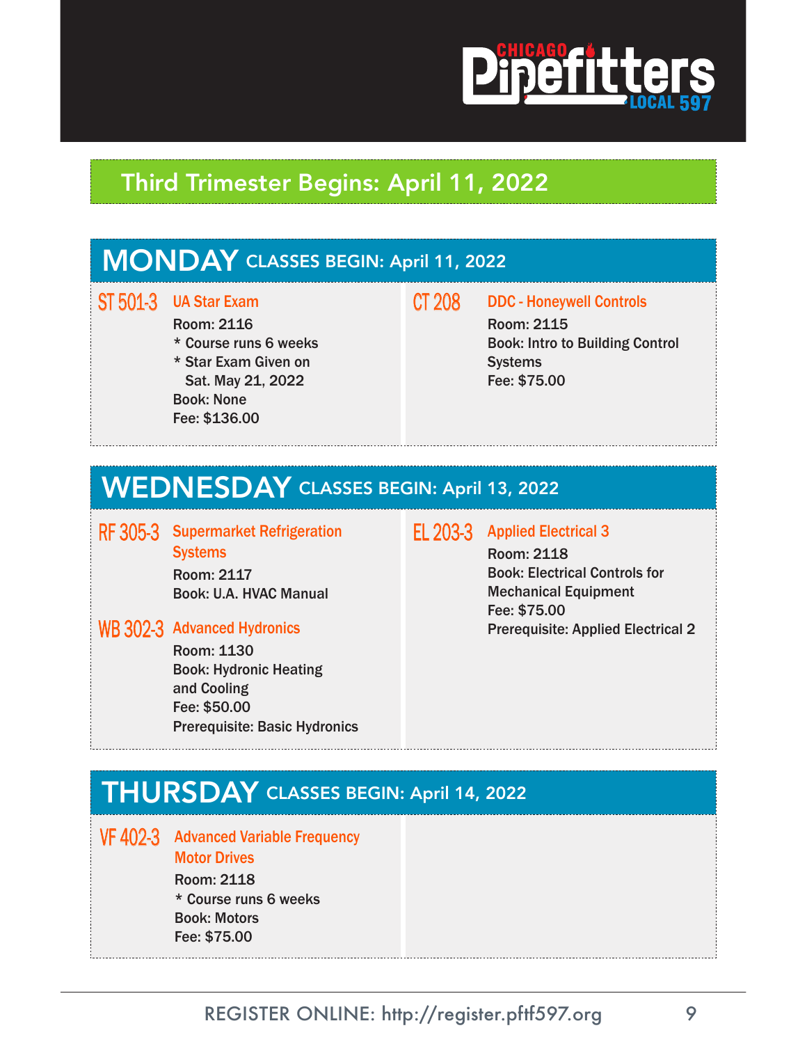# Third Trimester Begins: April 11, 2022

## MONDAY CLASSES BEGIN: April 11, 2022

**ST 501-3** **UA Star Exam**
Room: 2116
* Course runs 6 weeks
* Star Exam Given on Sat. May 21, 2022
Book: None
Fee: $136.00

**CT 208** **DDC - Honeywell Controls**
Room: 2115
Book: Intro to Building Control Systems
Fee: $75.00

## WEDNESDAY CLASSES BEGIN: April 13, 2022

**RF 305-3** **Supermarket Refrigeration Systems**
Room: 2117
Book: U.A. HVAC Manual

**WB 302-3** **Advanced Hydronics**
Room: 1130
Book: Hydronic Heating and Cooling
Fee: $50.00
Prerequisite: Basic Hydronics

**EL 203-3** **Applied Electrical 3**
Room: 2118
Book: Electrical Controls for Mechanical Equipment
Fee: $75.00
Prerequisite: Applied Electrical 2

## THURSDAY CLASSES BEGIN: April 14, 2022

**VF 402-3** **Advanced Variable Frequency Motor Drives**
Room: 2118
* Course runs 6 weeks
Book: Motors
Fee: $75.00

REGISTER ONLINE: http://register.pftf597.org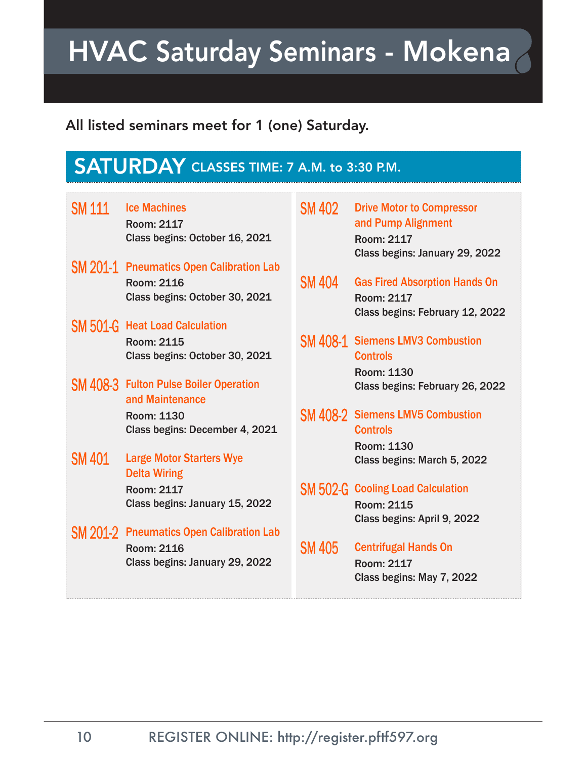# HVAC Saturday Seminars - Mokena

**All listed seminars meet for 1 (one) Saturday.**

## SATURDAY CLASSES TIME: 7 A.M. to 3:30 P.M.

**SM 111** — **Ice Machines**
Room: 2117
Class begins: October 16, 2021

**SM 201-1** — **Pneumatics Open Calibration Lab**
Room: 2116
Class begins: October 30, 2021

**SM 501-G** — **Heat Load Calculation**
Room: 2115
Class begins: October 30, 2021

**SM 408-3** — **Fulton Pulse Boiler Operation and Maintenance**
Room: 1130
Class begins: December 4, 2021

**SM 401** — **Large Motor Starters Wye Delta Wiring**
Room: 2117
Class begins: January 15, 2022

**SM 201-2** — **Pneumatics Open Calibration Lab**
Room: 2116
Class begins: January 29, 2022

**SM 402** — **Drive Motor to Compressor and Pump Alignment**
Room: 2117
Class begins: January 29, 2022

**SM 404** — **Gas Fired Absorption Hands On**
Room: 2117
Class begins: February 12, 2022

**SM 408-1** — **Siemens LMV3 Combustion Controls**
Room: 1130
Class begins: February 26, 2022

**SM 408-2** — **Siemens LMV5 Combustion Controls**
Room: 1130
Class begins: March 5, 2022

**SM 502-G** — **Cooling Load Calculation**
Room: 2115
Class begins: April 9, 2022

**SM 405** — **Centrifugal Hands On**
Room: 2117
Class begins: May 7, 2022

REGISTER ONLINE: http://register.pftf597.org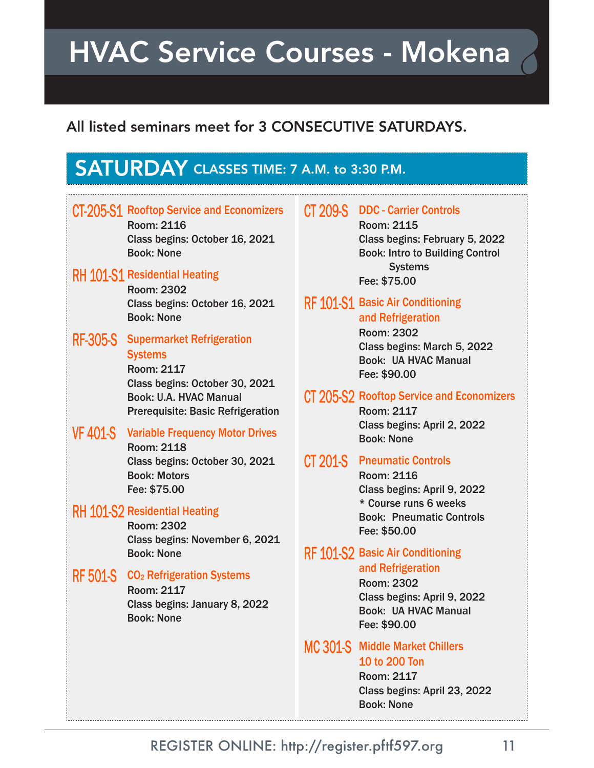# HVAC Service Courses - Mokena

**All listed seminars meet for 3 CONSECUTIVE SATURDAYS.**

## SATURDAY CLASSES TIME: 7 A.M. to 3:30 P.M.

**CT-205-S1 Rooftop Service and Economizers**
Room: 2116
Class begins: October 16, 2021
Book: None

**RH 101-S1 Residential Heating**
Room: 2302
Class begins: October 16, 2021
Book: None

**RF-305-S Supermarket Refrigeration Systems**
Room: 2117
Class begins: October 30, 2021
Book: U.A. HVAC Manual
Prerequisite: Basic Refrigeration

**VF 401-S Variable Frequency Motor Drives**
Room: 2118
Class begins: October 30, 2021
Book: Motors
Fee: $75.00

**RH 101-S2 Residential Heating**
Room: 2302
Class begins: November 6, 2021
Book: None

**RF 501-S $CO_2$ Refrigeration Systems**
Room: 2117
Class begins: January 8, 2022
Book: None

**CT 209-S DDC - Carrier Controls**
Room: 2115
Class begins: February 5, 2022
Book: Intro to Building Control Systems
Fee: $75.00

**RF 101-S1 Basic Air Conditioning and Refrigeration**
Room: 2302
Class begins: March 5, 2022
Book: UA HVAC Manual
Fee: $90.00

**CT 205-S2 Rooftop Service and Economizers**
Room: 2117
Class begins: April 2, 2022
Book: None

**CT 201-S Pneumatic Controls**
Room: 2116
Class begins: April 9, 2022
* Course runs 6 weeks
Book: Pneumatic Controls
Fee: $50.00

**RF 101-S2 Basic Air Conditioning and Refrigeration**
Room: 2302
Class begins: April 9, 2022
Book: UA HVAC Manual
Fee: $90.00

**MC 301-S Middle Market Chillers 10 to 200 Ton**
Room: 2117
Class begins: April 23, 2022
Book: None

REGISTER ONLINE: http://register.pftf597.org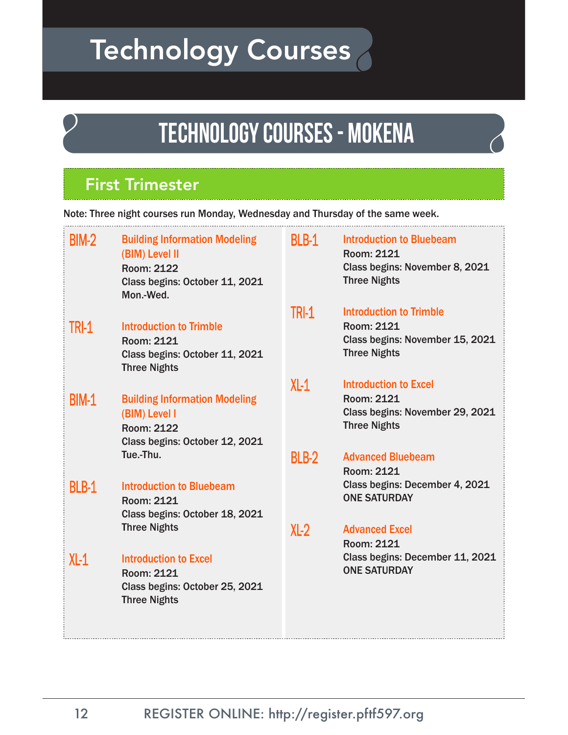# Technology Courses

## TECHNOLOGY COURSES - MOKENA

### First Trimester

Note: Three night courses run Monday, Wednesday and Thursday of the same week.

**BIM-2** — **Building Information Modeling (BIM) Level II**
Room: 2122
Class begins: October 11, 2021
Mon.-Wed.

**TRI-1** — **Introduction to Trimble**
Room: 2121
Class begins: October 11, 2021
Three Nights

**BIM-1** — **Building Information Modeling (BIM) Level I**
Room: 2122
Class begins: October 12, 2021
Tue.-Thu.

**BLB-1** — **Introduction to Bluebeam**
Room: 2121
Class begins: October 18, 2021
Three Nights

**XL-1** — **Introduction to Excel**
Room: 2121
Class begins: October 25, 2021
Three Nights

**BLB-1** — **Introduction to Bluebeam**
Room: 2121
Class begins: November 8, 2021
Three Nights

**TRI-1** — **Introduction to Trimble**
Room: 2121
Class begins: November 15, 2021
Three Nights

**XL-1** — **Introduction to Excel**
Room: 2121
Class begins: November 29, 2021
Three Nights

**BLB-2** — **Advanced Bluebeam**
Room: 2121
Class begins: December 4, 2021
ONE SATURDAY

**XL-2** — **Advanced Excel**
Room: 2121
Class begins: December 11, 2021
ONE SATURDAY

REGISTER ONLINE: http://register.pftf597.org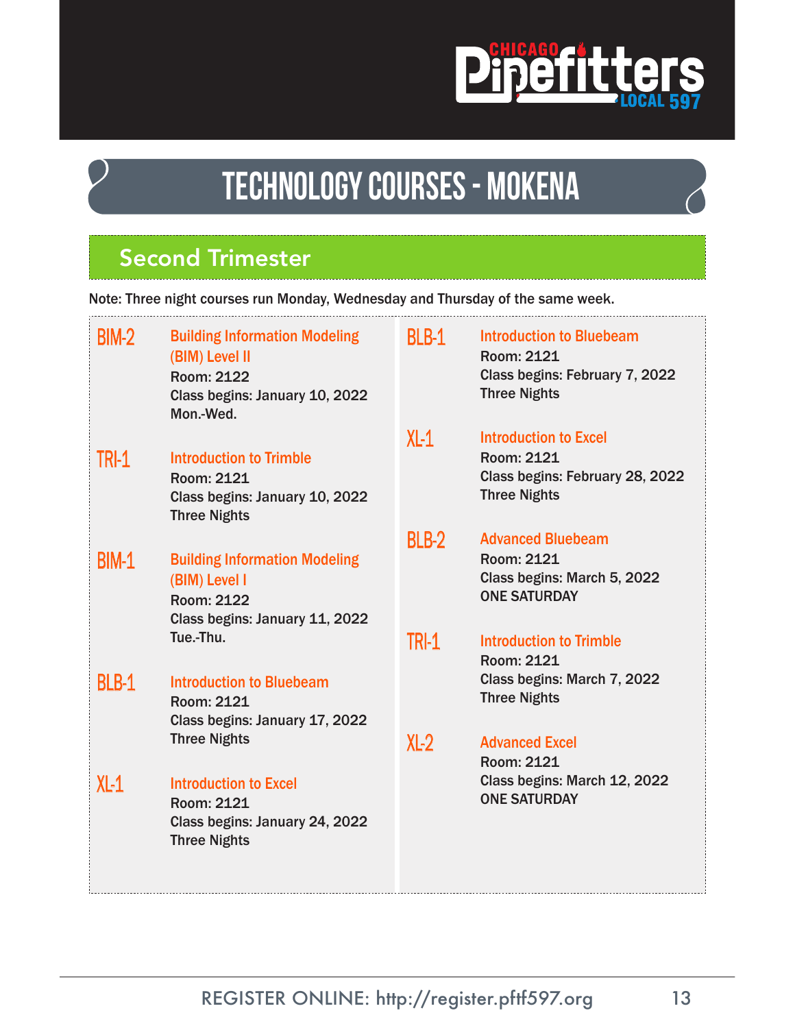# TECHNOLOGY COURSES - MOKENA

## Second Trimester

Note: Three night courses run Monday, Wednesday and Thursday of the same week.

**BIM-2** — **Building Information Modeling (BIM) Level II**
Room: 2122
Class begins: January 10, 2022
Mon.-Wed.

**TRI-1** — **Introduction to Trimble**
Room: 2121
Class begins: January 10, 2022
Three Nights

**BIM-1** — **Building Information Modeling (BIM) Level I**
Room: 2122
Class begins: January 11, 2022
Tue.-Thu.

**BLB-1** — **Introduction to Bluebeam**
Room: 2121
Class begins: January 17, 2022
Three Nights

**XL-1** — **Introduction to Excel**
Room: 2121
Class begins: January 24, 2022
Three Nights

**BLB-1** — **Introduction to Bluebeam**
Room: 2121
Class begins: February 7, 2022
Three Nights

**XL-1** — **Introduction to Excel**
Room: 2121
Class begins: February 28, 2022
Three Nights

**BLB-2** — **Advanced Bluebeam**
Room: 2121
Class begins: March 5, 2022
ONE SATURDAY

**TRI-1** — **Introduction to Trimble**
Room: 2121
Class begins: March 7, 2022
Three Nights

**XL-2** — **Advanced Excel**
Room: 2121
Class begins: March 12, 2022
ONE SATURDAY

REGISTER ONLINE: http://register.pftf597.org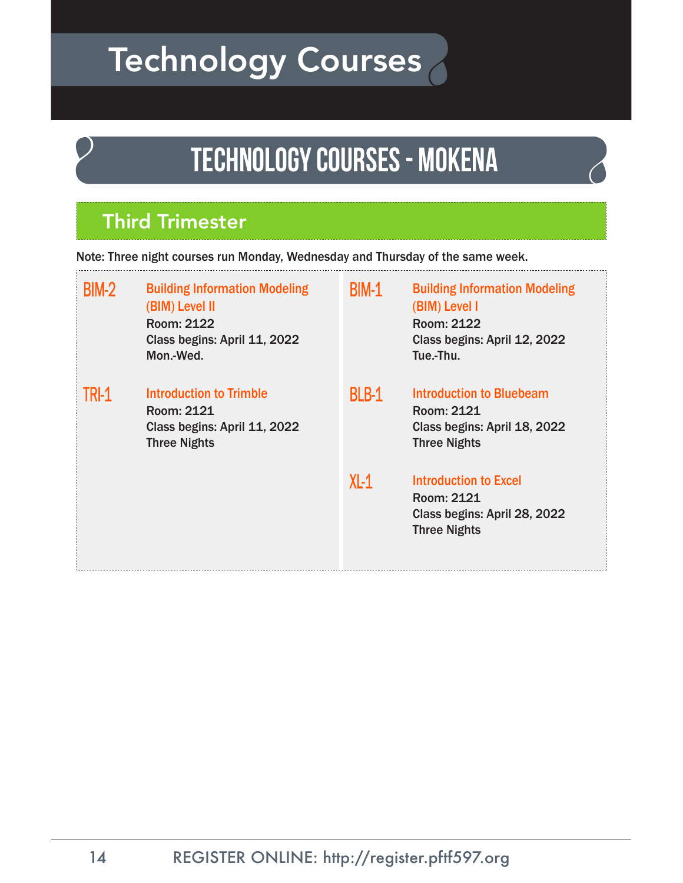# Technology Courses

## TECHNOLOGY COURSES - MOKENA

### Third Trimester

Note: Three night courses run Monday, Wednesday and Thursday of the same week.

**BIM-2** — **Building Information Modeling (BIM) Level II**
Room: 2122
Class begins: April 11, 2022
Mon.-Wed.

**TRI-1** — **Introduction to Trimble**
Room: 2121
Class begins: April 11, 2022
Three Nights

**BIM-1** — **Building Information Modeling (BIM) Level I**
Room: 2122
Class begins: April 12, 2022
Tue.-Thu.

**BLB-1** — **Introduction to Bluebeam**
Room: 2121
Class begins: April 18, 2022
Three Nights

**XL-1** — **Introduction to Excel**
Room: 2121
Class begins: April 28, 2022
Three Nights

REGISTER ONLINE: http://register.pftf597.org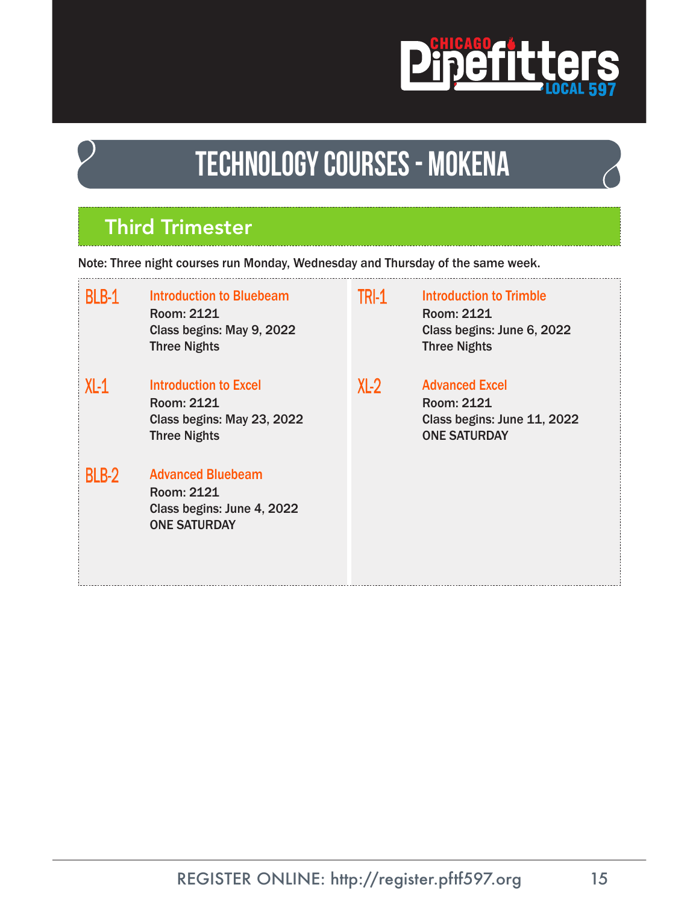# TECHNOLOGY COURSES - MOKENA

## Third Trimester

Note: Three night courses run Monday, Wednesday and Thursday of the same week.

**BLB-1** **Introduction to Bluebeam**
Room: 2121
Class begins: May 9, 2022
Three Nights

**XL-1** **Introduction to Excel**
Room: 2121
Class begins: May 23, 2022
Three Nights

**BLB-2** **Advanced Bluebeam**
Room: 2121
Class begins: June 4, 2022
ONE SATURDAY

**TRI-1** **Introduction to Trimble**
Room: 2121
Class begins: June 6, 2022
Three Nights

**XL-2** **Advanced Excel**
Room: 2121
Class begins: June 11, 2022
ONE SATURDAY

REGISTER ONLINE: http://register.pftf597.org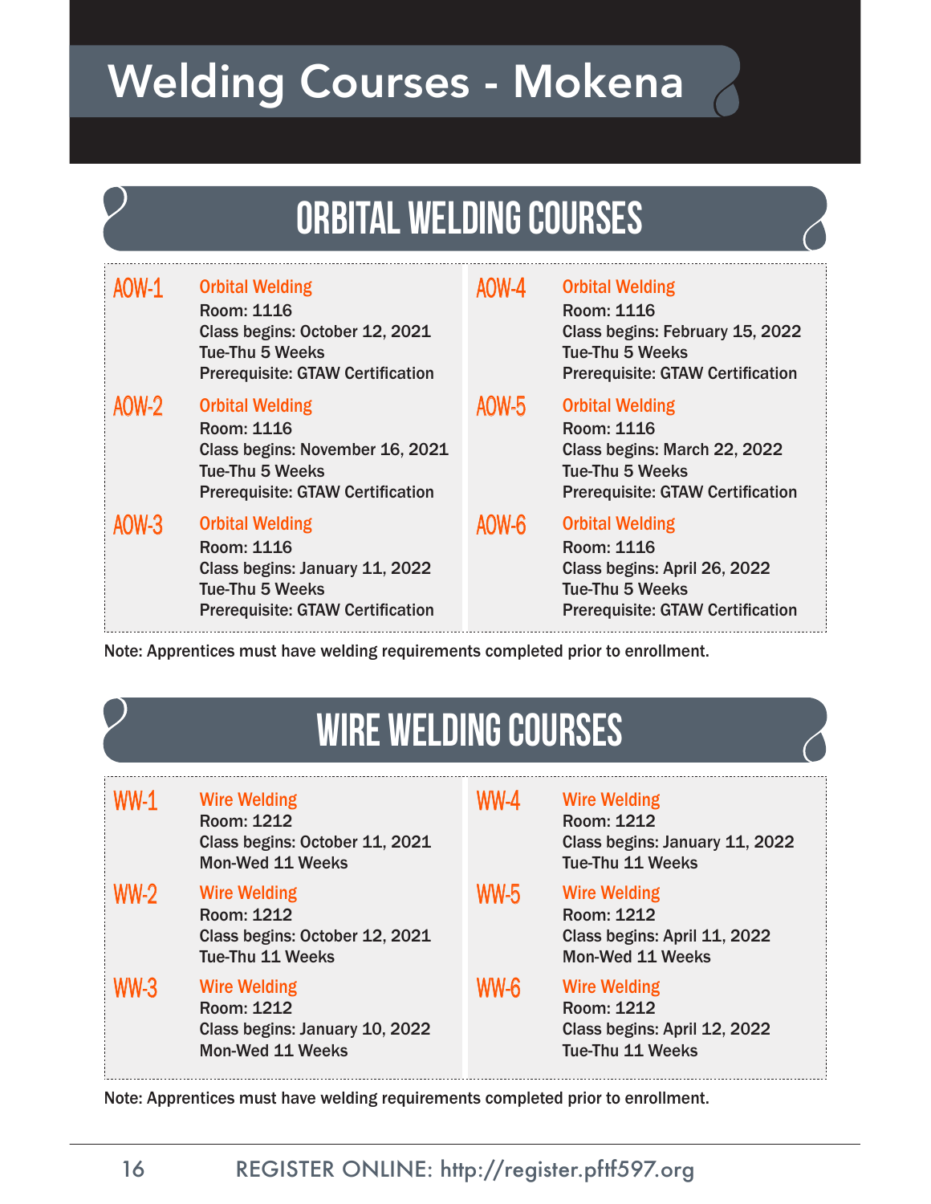# Welding Courses - Mokena

## ORBITAL WELDING COURSES

**AOW-1** Orbital Welding
Room: 1116
Class begins: October 12, 2021
Tue-Thu 5 Weeks
Prerequisite: GTAW Certification

**AOW-2** Orbital Welding
Room: 1116
Class begins: November 16, 2021
Tue-Thu 5 Weeks
Prerequisite: GTAW Certification

**AOW-3** Orbital Welding
Room: 1116
Class begins: January 11, 2022
Tue-Thu 5 Weeks
Prerequisite: GTAW Certification

**AOW-4** Orbital Welding
Room: 1116
Class begins: February 15, 2022
Tue-Thu 5 Weeks
Prerequisite: GTAW Certification

**AOW-5** Orbital Welding
Room: 1116
Class begins: March 22, 2022
Tue-Thu 5 Weeks
Prerequisite: GTAW Certification

**AOW-6** Orbital Welding
Room: 1116
Class begins: April 26, 2022
Tue-Thu 5 Weeks
Prerequisite: GTAW Certification

Note: Apprentices must have welding requirements completed prior to enrollment.

## WIRE WELDING COURSES

**WW-1** Wire Welding
Room: 1212
Class begins: October 11, 2021
Mon-Wed 11 Weeks

**WW-2** Wire Welding
Room: 1212
Class begins: October 12, 2021
Tue-Thu 11 Weeks

**WW-3** Wire Welding
Room: 1212
Class begins: January 10, 2022
Mon-Wed 11 Weeks

**WW-4** Wire Welding
Room: 1212
Class begins: January 11, 2022
Tue-Thu 11 Weeks

**WW-5** Wire Welding
Room: 1212
Class begins: April 11, 2022
Mon-Wed 11 Weeks

**WW-6** Wire Welding
Room: 1212
Class begins: April 12, 2022
Tue-Thu 11 Weeks

Note: Apprentices must have welding requirements completed prior to enrollment.

REGISTER ONLINE: http://register.pftf597.org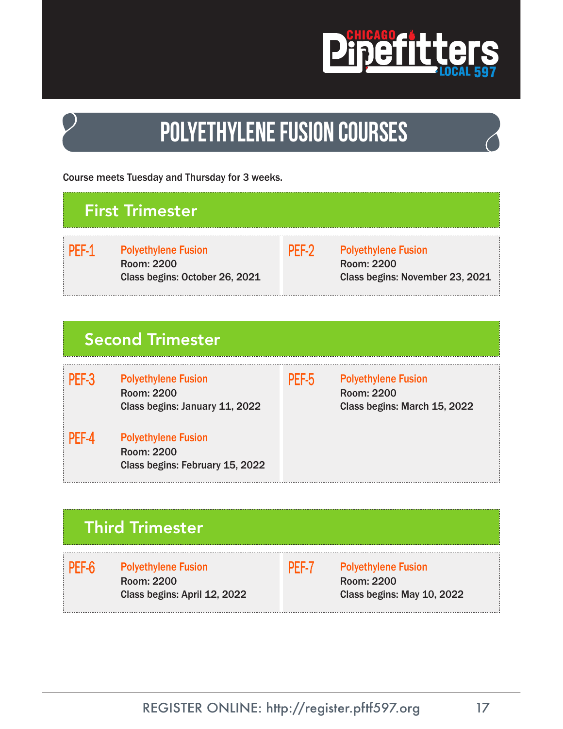# POLYETHYLENE FUSION COURSES

Course meets Tuesday and Thursday for 3 weeks.

## First Trimester

**PEF-1** Polyethylene Fusion
Room: 2200
Class begins: October 26, 2021

**PEF-2** Polyethylene Fusion
Room: 2200
Class begins: November 23, 2021

## Second Trimester

**PEF-3** Polyethylene Fusion
Room: 2200
Class begins: January 11, 2022

**PEF-4** Polyethylene Fusion
Room: 2200
Class begins: February 15, 2022

**PEF-5** Polyethylene Fusion
Room: 2200
Class begins: March 15, 2022

## Third Trimester

**PEF-6** Polyethylene Fusion
Room: 2200
Class begins: April 12, 2022

**PEF-7** Polyethylene Fusion
Room: 2200
Class begins: May 10, 2022

REGISTER ONLINE: http://register.pftf597.org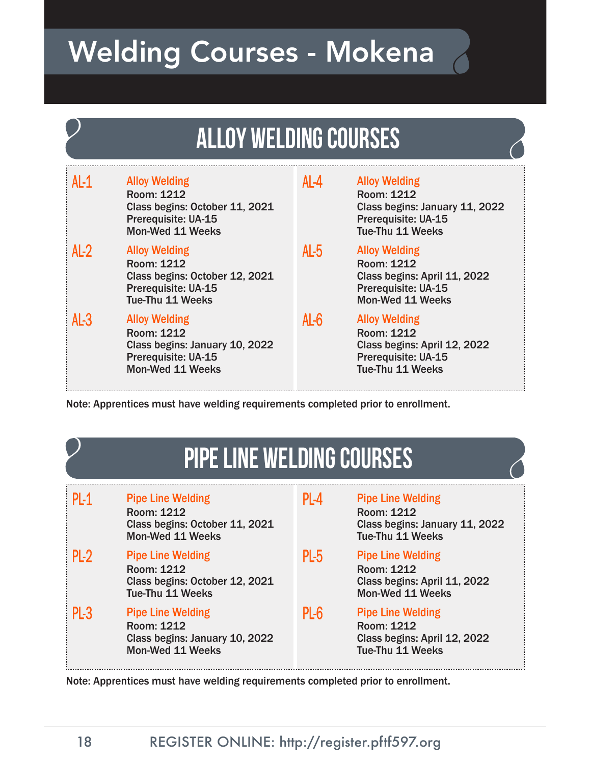# Welding Courses - Mokena

## ALLOY WELDING COURSES

**AL-1** Alloy Welding
Room: 1212
Class begins: October 11, 2021
Prerequisite: UA-15
Mon-Wed 11 Weeks

**AL-2** Alloy Welding
Room: 1212
Class begins: October 12, 2021
Prerequisite: UA-15
Tue-Thu 11 Weeks

**AL-3** Alloy Welding
Room: 1212
Class begins: January 10, 2022
Prerequisite: UA-15
Mon-Wed 11 Weeks

**AL-4** Alloy Welding
Room: 1212
Class begins: January 11, 2022
Prerequisite: UA-15
Tue-Thu 11 Weeks

**AL-5** Alloy Welding
Room: 1212
Class begins: April 11, 2022
Prerequisite: UA-15
Mon-Wed 11 Weeks

**AL-6** Alloy Welding
Room: 1212
Class begins: April 12, 2022
Prerequisite: UA-15
Tue-Thu 11 Weeks

Note: Apprentices must have welding requirements completed prior to enrollment.

## PIPE LINE WELDING COURSES

**PL-1** Pipe Line Welding
Room: 1212
Class begins: October 11, 2021
Mon-Wed 11 Weeks

**PL-2** Pipe Line Welding
Room: 1212
Class begins: October 12, 2021
Tue-Thu 11 Weeks

**PL-3** Pipe Line Welding
Room: 1212
Class begins: January 10, 2022
Mon-Wed 11 Weeks

**PL-4** Pipe Line Welding
Room: 1212
Class begins: January 11, 2022
Tue-Thu 11 Weeks

**PL-5** Pipe Line Welding
Room: 1212
Class begins: April 11, 2022
Mon-Wed 11 Weeks

**PL-6** Pipe Line Welding
Room: 1212
Class begins: April 12, 2022
Tue-Thu 11 Weeks

Note: Apprentices must have welding requirements completed prior to enrollment.

REGISTER ONLINE: http://register.pftf597.org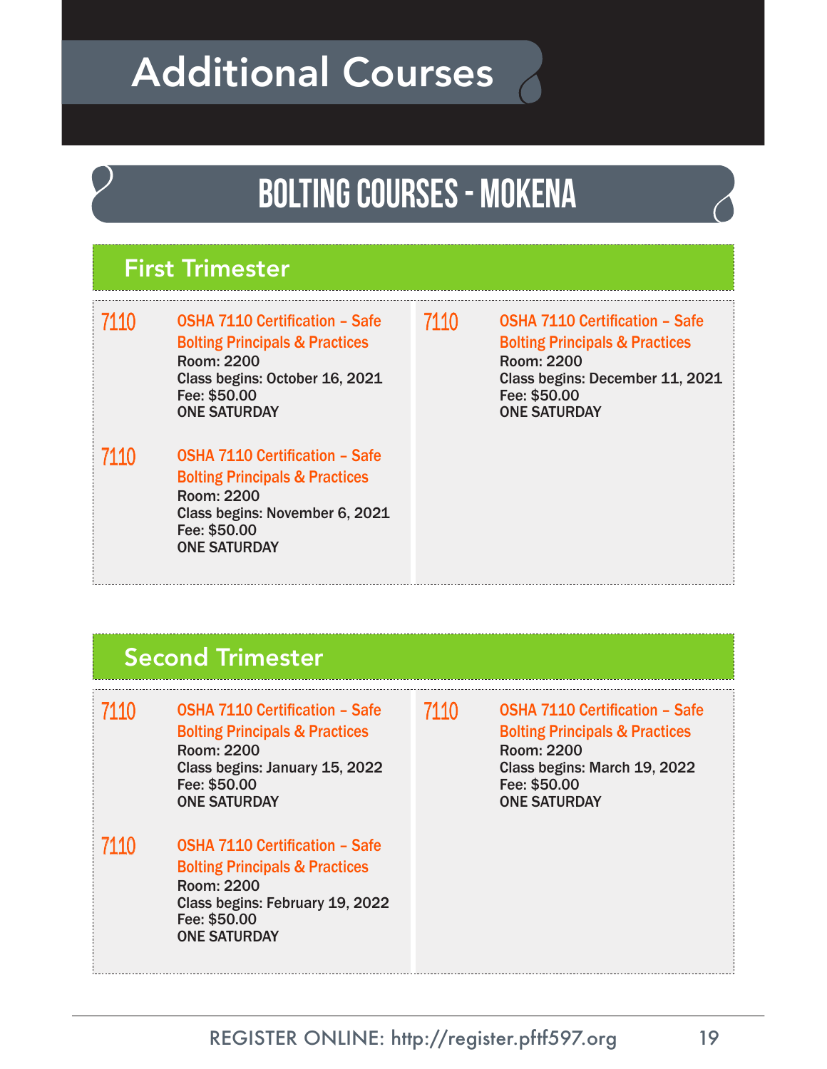# Additional Courses

## BOLTING COURSES - MOKENA

### First Trimester

**7110** **OSHA 7110 Certification – Safe Bolting Principals & Practices**
Room: 2200
Class begins: October 16, 2021
Fee: $50.00
ONE SATURDAY

**7110** **OSHA 7110 Certification – Safe Bolting Principals & Practices**
Room: 2200
Class begins: November 6, 2021
Fee: $50.00
ONE SATURDAY

**7110** **OSHA 7110 Certification – Safe Bolting Principals & Practices**
Room: 2200
Class begins: December 11, 2021
Fee: $50.00
ONE SATURDAY

### Second Trimester

**7110** **OSHA 7110 Certification – Safe Bolting Principals & Practices**
Room: 2200
Class begins: January 15, 2022
Fee: $50.00
ONE SATURDAY

**7110** **OSHA 7110 Certification – Safe Bolting Principals & Practices**
Room: 2200
Class begins: February 19, 2022
Fee: $50.00
ONE SATURDAY

**7110** **OSHA 7110 Certification – Safe Bolting Principals & Practices**
Room: 2200
Class begins: March 19, 2022
Fee: $50.00
ONE SATURDAY

REGISTER ONLINE: http://register.pftf597.org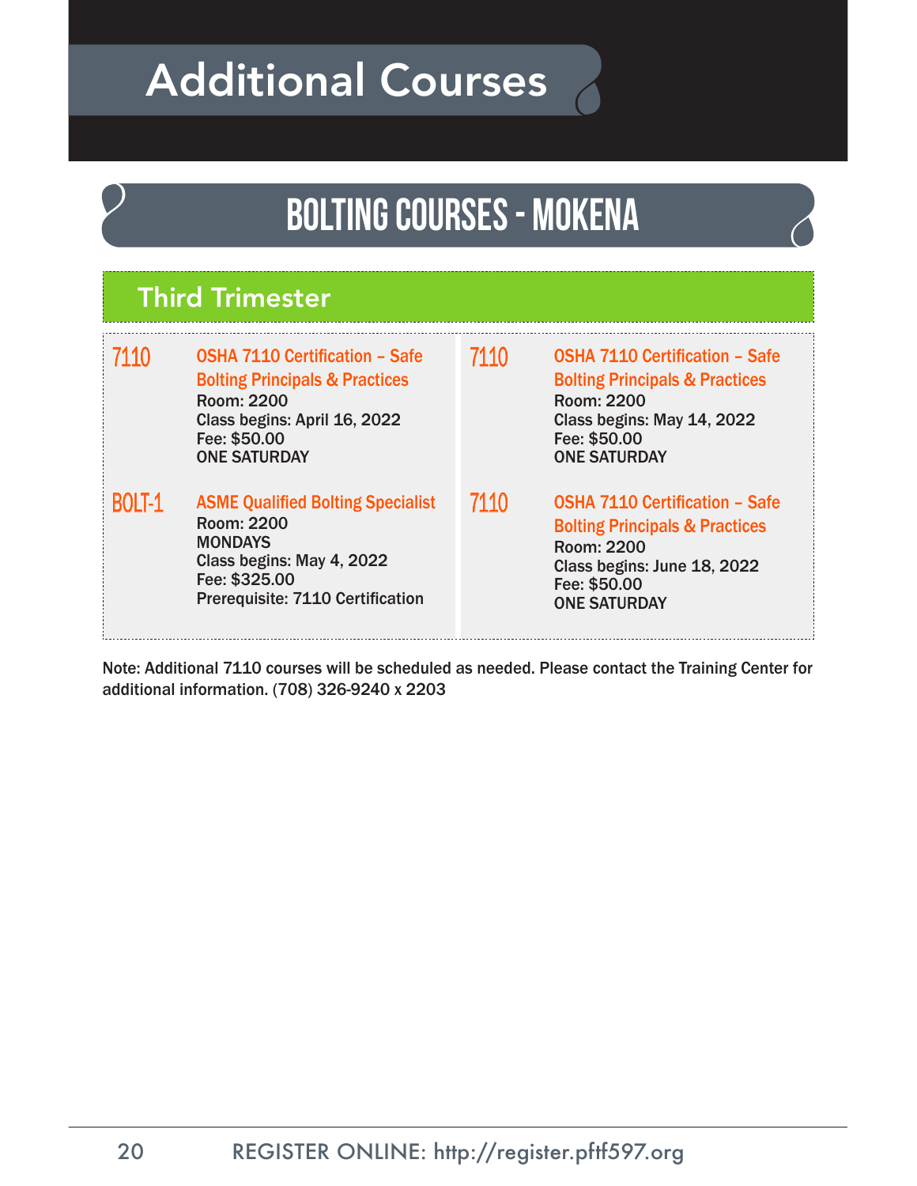# Additional Courses

## BOLTING COURSES - MOKENA

### Third Trimester

**7110** **OSHA 7110 Certification – Safe Bolting Principals & Practices**
Room: 2200
Class begins: April 16, 2022
Fee: $50.00
ONE SATURDAY

**BOLT-1** **ASME Qualified Bolting Specialist**
Room: 2200
MONDAYS
Class begins: May 4, 2022
Fee: $325.00
Prerequisite: 7110 Certification

**7110** **OSHA 7110 Certification – Safe Bolting Principals & Practices**
Room: 2200
Class begins: May 14, 2022
Fee: $50.00
ONE SATURDAY

**7110** **OSHA 7110 Certification – Safe Bolting Principals & Practices**
Room: 2200
Class begins: June 18, 2022
Fee: $50.00
ONE SATURDAY

Note: Additional 7110 courses will be scheduled as needed. Please contact the Training Center for additional information. (708) 326-9240 x 2203

REGISTER ONLINE: http://register.pftf597.org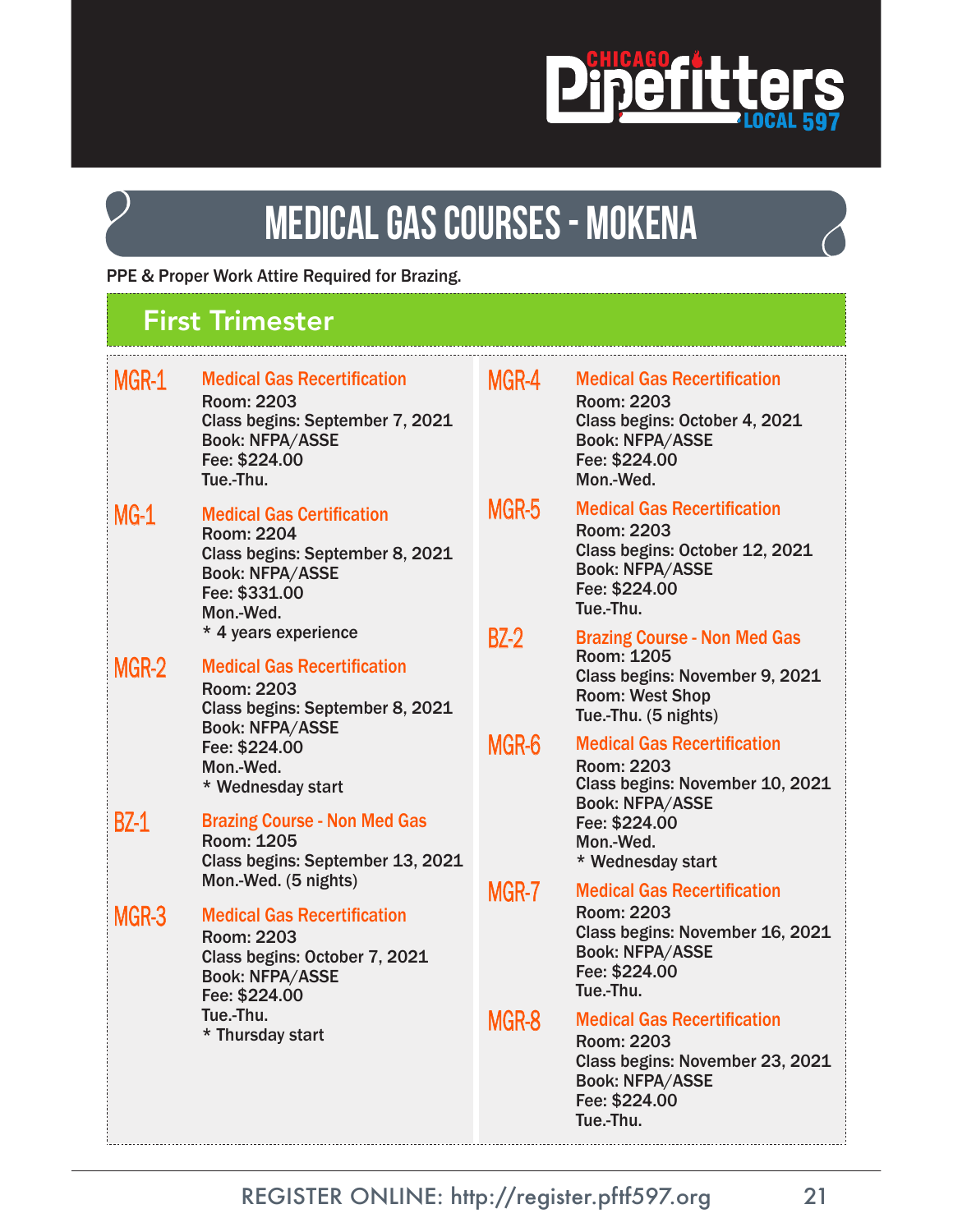# MEDICAL GAS COURSES - MOKENA

PPE & Proper Work Attire Required for Brazing.

## First Trimester

**MGR-1** **Medical Gas Recertification**
Room: 2203
Class begins: September 7, 2021
Book: NFPA/ASSE
Fee: $224.00
Tue.-Thu.

**MG-1** **Medical Gas Certification**
Room: 2204
Class begins: September 8, 2021
Book: NFPA/ASSE
Fee: $331.00
Mon.-Wed.
* 4 years experience

**MGR-2** **Medical Gas Recertification**
Room: 2203
Class begins: September 8, 2021
Book: NFPA/ASSE
Fee: $224.00
Mon.-Wed.
* Wednesday start

**BZ-1** **Brazing Course - Non Med Gas**
Room: 1205
Class begins: September 13, 2021
Mon.-Wed. (5 nights)

**MGR-3** **Medical Gas Recertification**
Room: 2203
Class begins: October 7, 2021
Book: NFPA/ASSE
Fee: $224.00
Tue.-Thu.
* Thursday start

**MGR-4** **Medical Gas Recertification**
Room: 2203
Class begins: October 4, 2021
Book: NFPA/ASSE
Fee: $224.00
Mon.-Wed.

**MGR-5** **Medical Gas Recertification**
Room: 2203
Class begins: October 12, 2021
Book: NFPA/ASSE
Fee: $224.00
Tue.-Thu.

**BZ-2** **Brazing Course - Non Med Gas**
Room: 1205
Class begins: November 9, 2021
Room: West Shop
Tue.-Thu. (5 nights)

**MGR-6** **Medical Gas Recertification**
Room: 2203
Class begins: November 10, 2021
Book: NFPA/ASSE
Fee: $224.00
Mon.-Wed.
* Wednesday start

**MGR-7** **Medical Gas Recertification**
Room: 2203
Class begins: November 16, 2021
Book: NFPA/ASSE
Fee: $224.00
Tue.-Thu.

**MGR-8** **Medical Gas Recertification**
Room: 2203
Class begins: November 23, 2021
Book: NFPA/ASSE
Fee: $224.00
Tue.-Thu.

REGISTER ONLINE: http://register.pftf597.org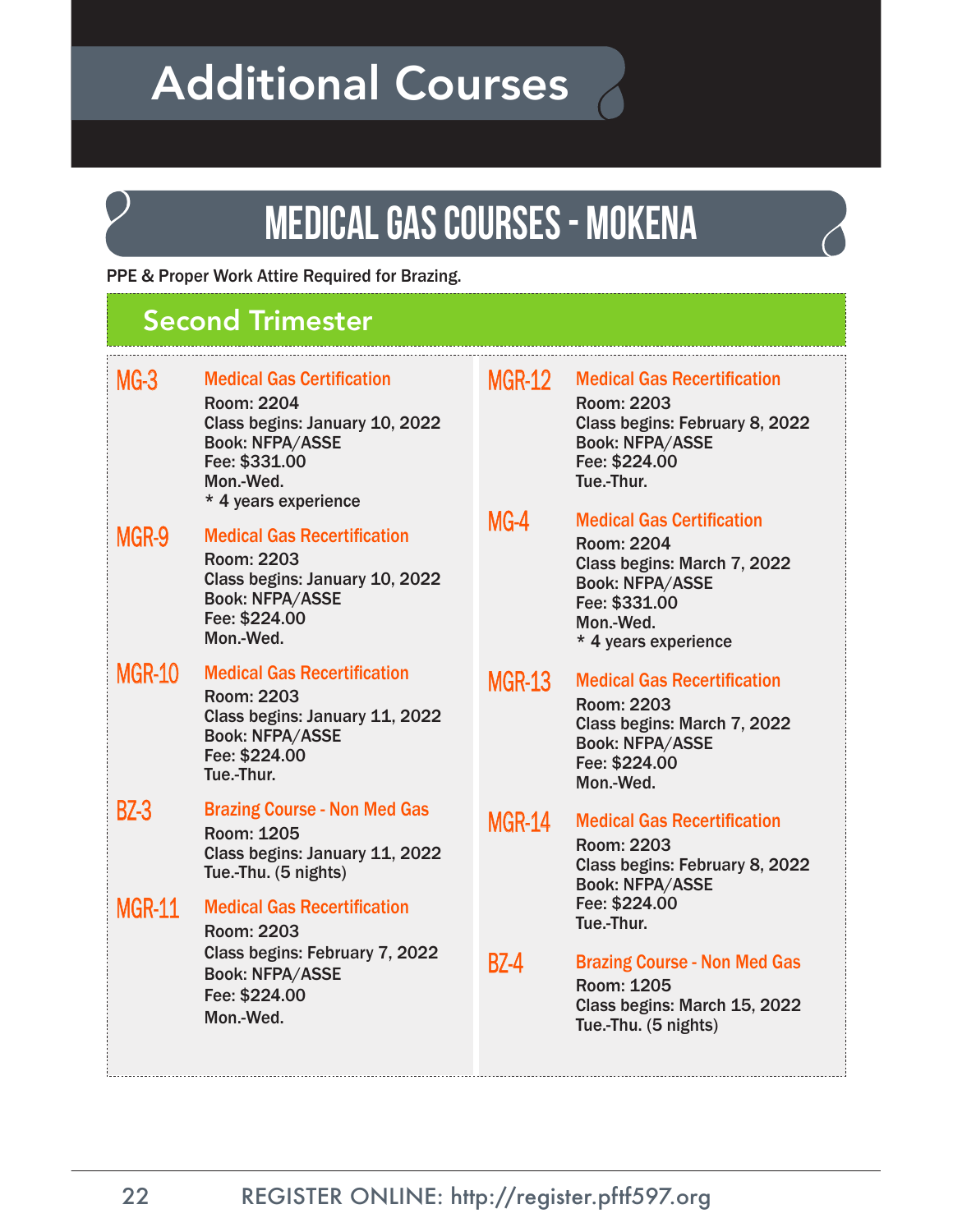# Additional Courses

## MEDICAL GAS COURSES - MOKENA

PPE & Proper Work Attire Required for Brazing.

### Second Trimester

**MG-3** — **Medical Gas Certification**
Room: 2204
Class begins: January 10, 2022
Book: NFPA/ASSE
Fee: $331.00
Mon.-Wed.
* 4 years experience

**MGR-9** — **Medical Gas Recertification**
Room: 2203
Class begins: January 10, 2022
Book: NFPA/ASSE
Fee: $224.00
Mon.-Wed.

**MGR-10** — **Medical Gas Recertification**
Room: 2203
Class begins: January 11, 2022
Book: NFPA/ASSE
Fee: $224.00
Tue.-Thur.

**BZ-3** — **Brazing Course - Non Med Gas**
Room: 1205
Class begins: January 11, 2022
Tue.-Thu. (5 nights)

**MGR-11** — **Medical Gas Recertification**
Room: 2203
Class begins: February 7, 2022
Book: NFPA/ASSE
Fee: $224.00
Mon.-Wed.

**MGR-12** — **Medical Gas Recertification**
Room: 2203
Class begins: February 8, 2022
Book: NFPA/ASSE
Fee: $224.00
Tue.-Thur.

**MG-4** — **Medical Gas Certification**
Room: 2204
Class begins: March 7, 2022
Book: NFPA/ASSE
Fee: $331.00
Mon.-Wed.
* 4 years experience

**MGR-13** — **Medical Gas Recertification**
Room: 2203
Class begins: March 7, 2022
Book: NFPA/ASSE
Fee: $224.00
Mon.-Wed.

**MGR-14** — **Medical Gas Recertification**
Room: 2203
Class begins: February 8, 2022
Book: NFPA/ASSE
Fee: $224.00
Tue.-Thur.

**BZ-4** — **Brazing Course - Non Med Gas**
Room: 1205
Class begins: March 15, 2022
Tue.-Thu. (5 nights)

REGISTER ONLINE: http://register.pftf597.org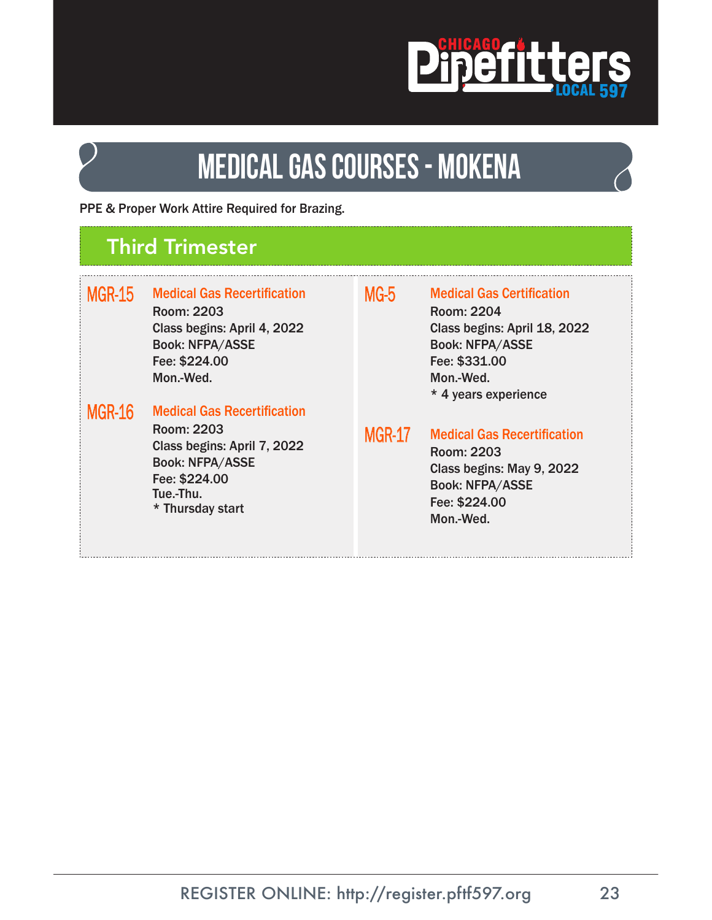# MEDICAL GAS COURSES - MOKENA

PPE & Proper Work Attire Required for Brazing.

## Third Trimester

### MGR-15 Medical Gas Recertification

Room: 2203
Class begins: April 4, 2022
Book: NFPA/ASSE
Fee: $224.00
Mon.-Wed.

### MGR-16 Medical Gas Recertification

Room: 2203
Class begins: April 7, 2022
Book: NFPA/ASSE
Fee: $224.00
Tue.-Thu.
* Thursday start

### MG-5 Medical Gas Certification

Room: 2204
Class begins: April 18, 2022
Book: NFPA/ASSE
Fee: $331.00
Mon.-Wed.
* 4 years experience

### MGR-17 Medical Gas Recertification

Room: 2203
Class begins: May 9, 2022
Book: NFPA/ASSE
Fee: $224.00
Mon.-Wed.

REGISTER ONLINE: http://register.pftf597.org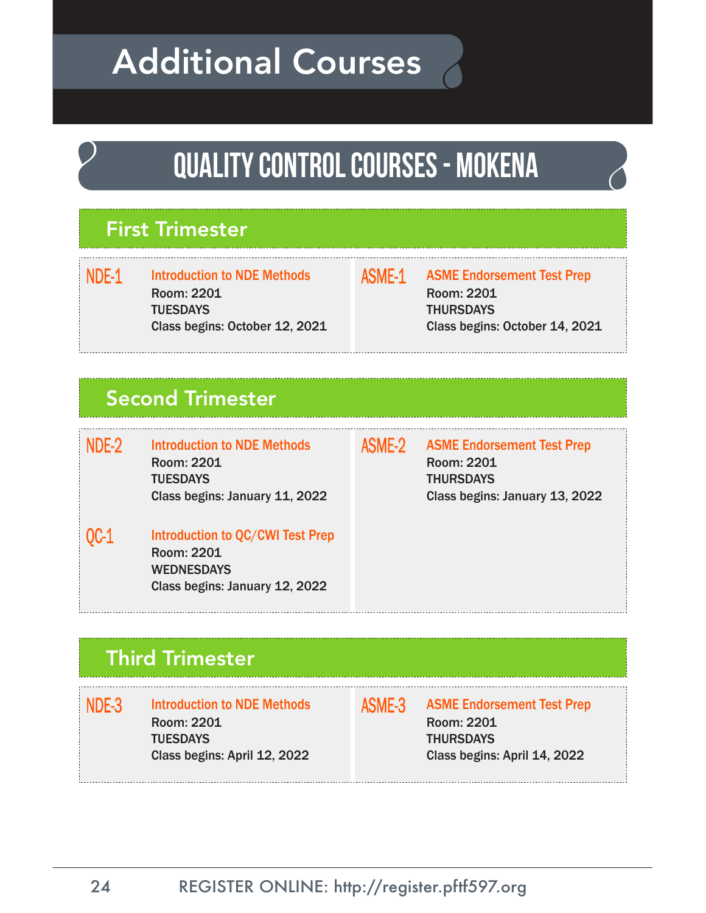# Additional Courses

## QUALITY CONTROL COURSES - MOKENA

### First Trimester

**NDE-1** Introduction to NDE Methods
Room: 2201
TUESDAYS
Class begins: October 12, 2021

**ASME-1** ASME Endorsement Test Prep
Room: 2201
THURSDAYS
Class begins: October 14, 2021

### Second Trimester

**NDE-2** Introduction to NDE Methods
Room: 2201
TUESDAYS
Class begins: January 11, 2022

**QC-1** Introduction to QC/CWI Test Prep
Room: 2201
WEDNESDAYS
Class begins: January 12, 2022

**ASME-2** ASME Endorsement Test Prep
Room: 2201
THURSDAYS
Class begins: January 13, 2022

### Third Trimester

**NDE-3** Introduction to NDE Methods
Room: 2201
TUESDAYS
Class begins: April 12, 2022

**ASME-3** ASME Endorsement Test Prep
Room: 2201
THURSDAYS
Class begins: April 14, 2022

REGISTER ONLINE: http://register.pftf597.org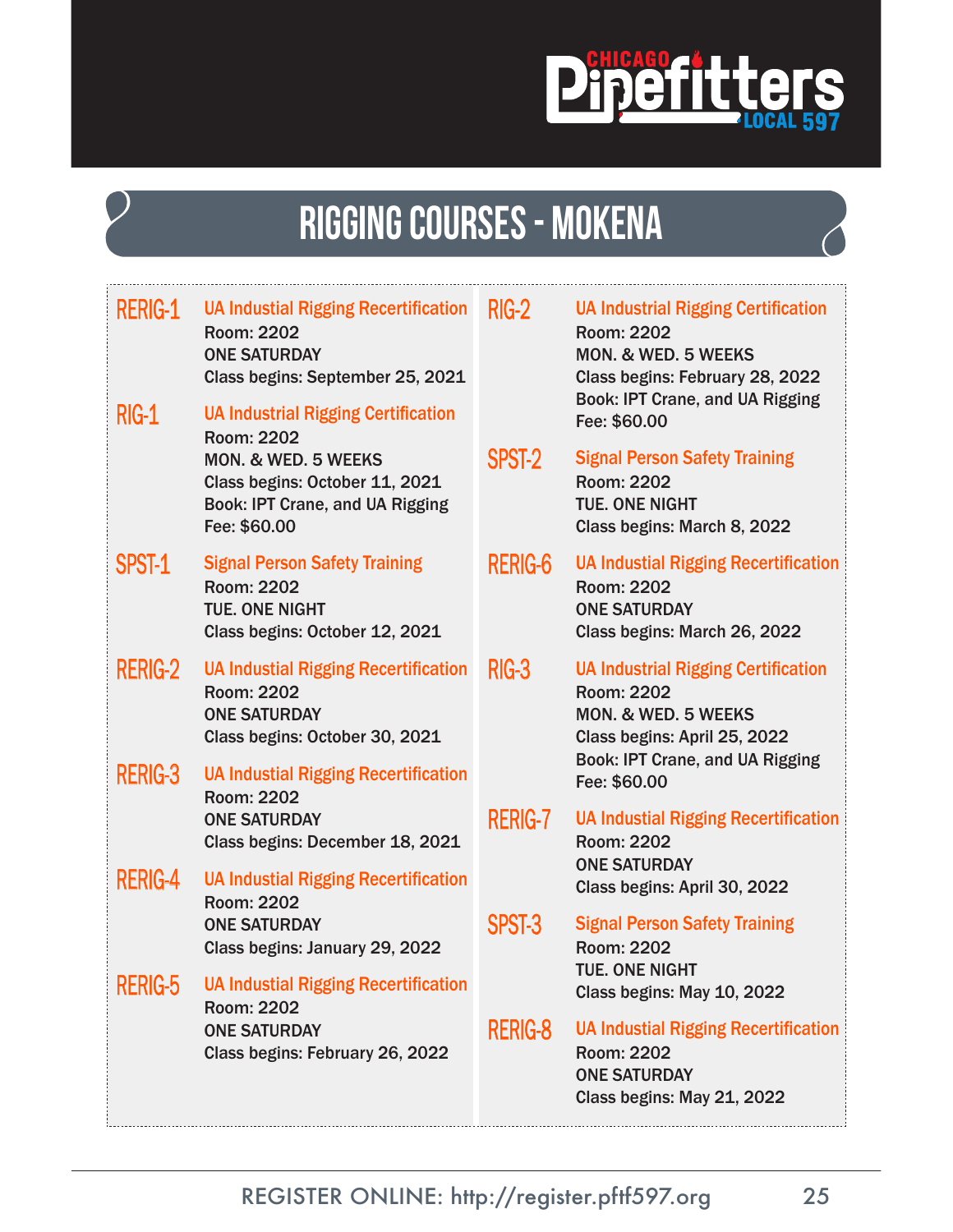# RIGGING COURSES - MOKENA

**RERIG-1** UA Industial Rigging Recertification
Room: 2202
ONE SATURDAY
Class begins: September 25, 2021

**RIG-1** UA Industrial Rigging Certification
Room: 2202
MON. & WED. 5 WEEKS
Class begins: October 11, 2021
Book: IPT Crane, and UA Rigging
Fee: $60.00

**SPST-1** Signal Person Safety Training
Room: 2202
TUE. ONE NIGHT
Class begins: October 12, 2021

**RERIG-2** UA Industial Rigging Recertification
Room: 2202
ONE SATURDAY
Class begins: October 30, 2021

**RERIG-3** UA Industial Rigging Recertification
Room: 2202
ONE SATURDAY
Class begins: December 18, 2021

**RERIG-4** UA Industial Rigging Recertification
Room: 2202
ONE SATURDAY
Class begins: January 29, 2022

**RERIG-5** UA Industial Rigging Recertification
Room: 2202
ONE SATURDAY
Class begins: February 26, 2022

**RIG-2** UA Industrial Rigging Certification
Room: 2202
MON. & WED. 5 WEEKS
Class begins: February 28, 2022
Book: IPT Crane, and UA Rigging
Fee: $60.00

**SPST-2** Signal Person Safety Training
Room: 2202
TUE. ONE NIGHT
Class begins: March 8, 2022

**RERIG-6** UA Industial Rigging Recertification
Room: 2202
ONE SATURDAY
Class begins: March 26, 2022

**RIG-3** UA Industrial Rigging Certification
Room: 2202
MON. & WED. 5 WEEKS
Class begins: April 25, 2022
Book: IPT Crane, and UA Rigging
Fee: $60.00

**RERIG-7** UA Industial Rigging Recertification
Room: 2202
ONE SATURDAY
Class begins: April 30, 2022

**SPST-3** Signal Person Safety Training
Room: 2202
TUE. ONE NIGHT
Class begins: May 10, 2022

**RERIG-8** UA Industial Rigging Recertification
Room: 2202
ONE SATURDAY
Class begins: May 21, 2022

REGISTER ONLINE: http://register.pftf597.org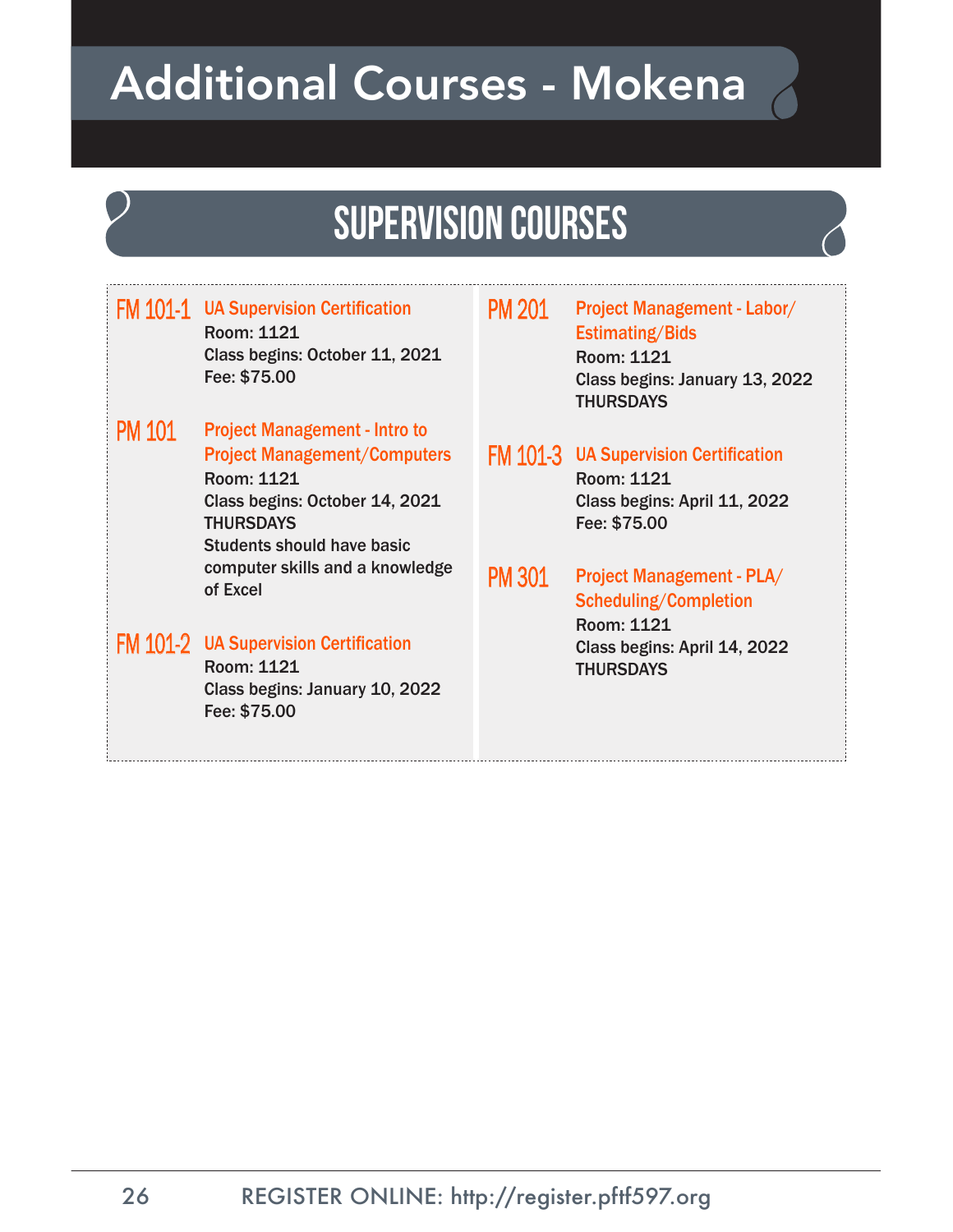# Additional Courses - Mokena

## SUPERVISION COURSES

**FM 101-1** **UA Supervision Certification**
Room: 1121
Class begins: October 11, 2021
Fee: $75.00

**PM 101** **Project Management - Intro to Project Management/Computers**
Room: 1121
Class begins: October 14, 2021
THURSDAYS
Students should have basic computer skills and a knowledge of Excel

**FM 101-2** **UA Supervision Certification**
Room: 1121
Class begins: January 10, 2022
Fee: $75.00

**PM 201** **Project Management - Labor/Estimating/Bids**
Room: 1121
Class begins: January 13, 2022
THURSDAYS

**FM 101-3** **UA Supervision Certification**
Room: 1121
Class begins: April 11, 2022
Fee: $75.00

**PM 301** **Project Management - PLA/Scheduling/Completion**
Room: 1121
Class begins: April 14, 2022
THURSDAYS

REGISTER ONLINE: http://register.pftf597.org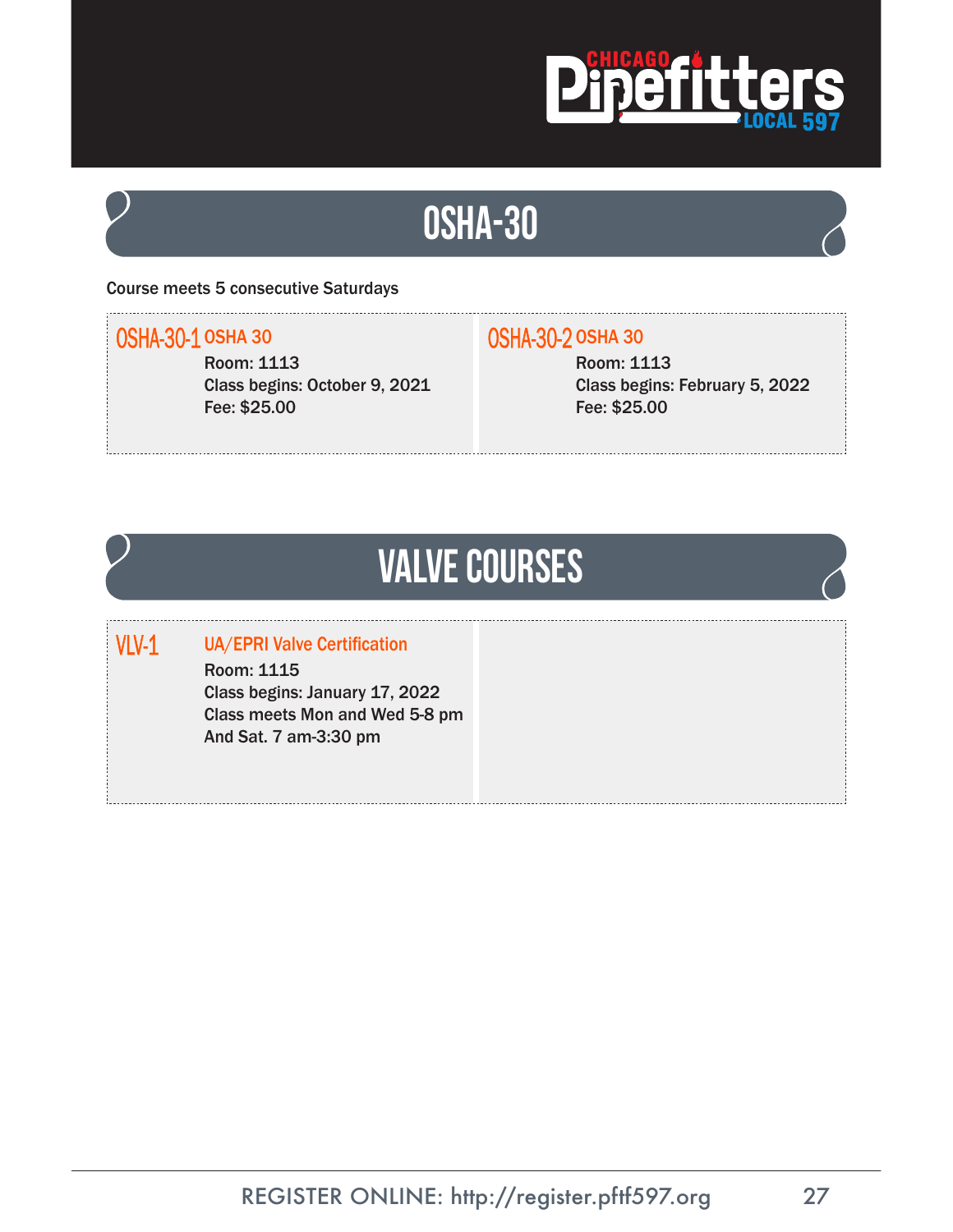# OSHA-30

Course meets 5 consecutive Saturdays

**OSHA-30-1 OSHA 30**
Room: 1113
Class begins: October 9, 2021
Fee: $25.00

**OSHA-30-2 OSHA 30**
Room: 1113
Class begins: February 5, 2022
Fee: $25.00

# VALVE COURSES

**VLV-1 UA/EPRI Valve Certification**
Room: 1115
Class begins: January 17, 2022
Class meets Mon and Wed 5-8 pm
And Sat. 7 am-3:30 pm

REGISTER ONLINE: http://register.pftf597.org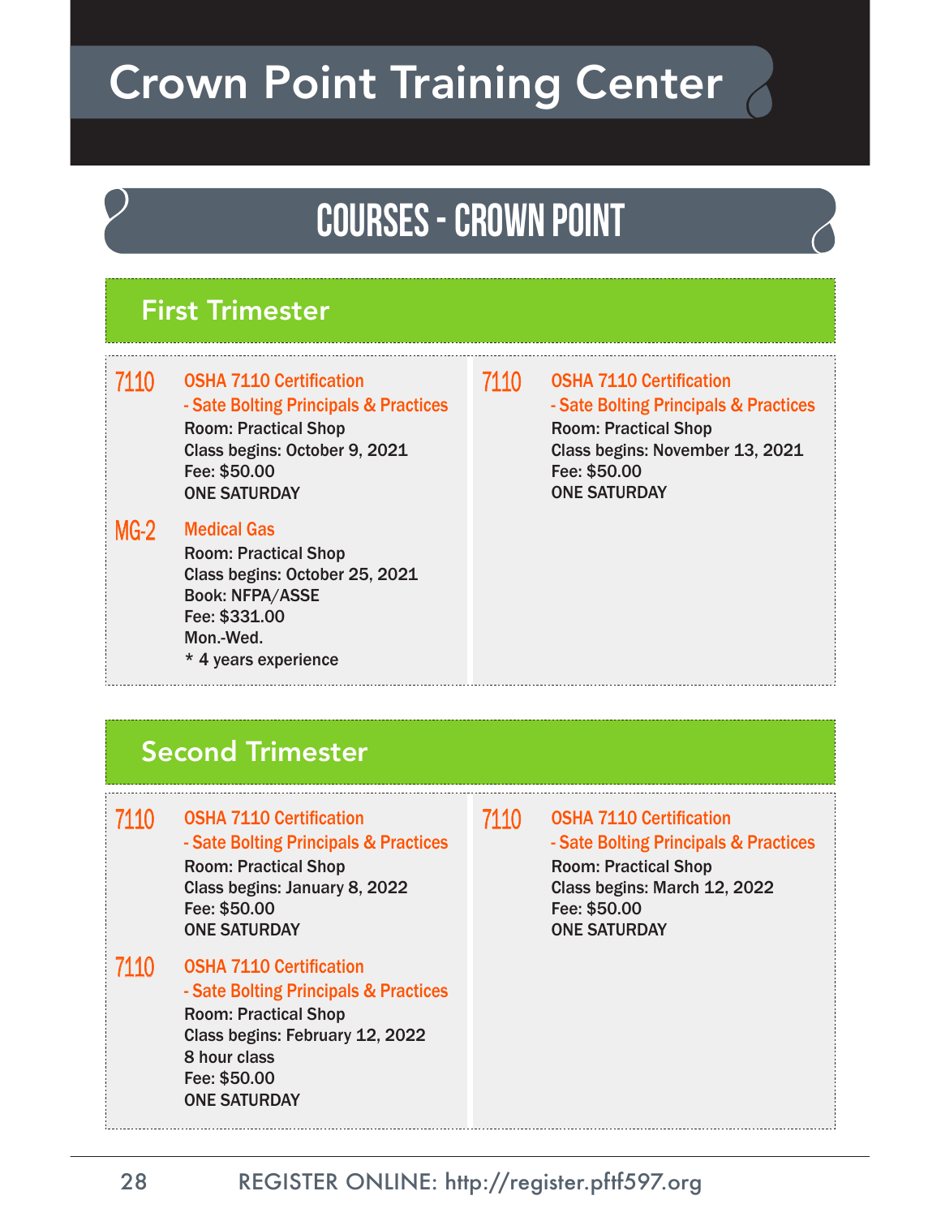# Crown Point Training Center

## COURSES - CROWN POINT

### First Trimester

**7110** **OSHA 7110 Certification - Sate Bolting Principals & Practices**
Room: Practical Shop
Class begins: October 9, 2021
Fee: $50.00
ONE SATURDAY

**MG-2** **Medical Gas**
Room: Practical Shop
Class begins: October 25, 2021
Book: NFPA/ASSE
Fee: $331.00
Mon.-Wed.
* 4 years experience

**7110** **OSHA 7110 Certification - Sate Bolting Principals & Practices**
Room: Practical Shop
Class begins: November 13, 2021
Fee: $50.00
ONE SATURDAY

### Second Trimester

**7110** **OSHA 7110 Certification - Sate Bolting Principals & Practices**
Room: Practical Shop
Class begins: January 8, 2022
Fee: $50.00
ONE SATURDAY

**7110** **OSHA 7110 Certification - Sate Bolting Principals & Practices**
Room: Practical Shop
Class begins: February 12, 2022
8 hour class
Fee: $50.00
ONE SATURDAY

**7110** **OSHA 7110 Certification - Sate Bolting Principals & Practices**
Room: Practical Shop
Class begins: March 12, 2022
Fee: $50.00
ONE SATURDAY

REGISTER ONLINE: http://register.pftf597.org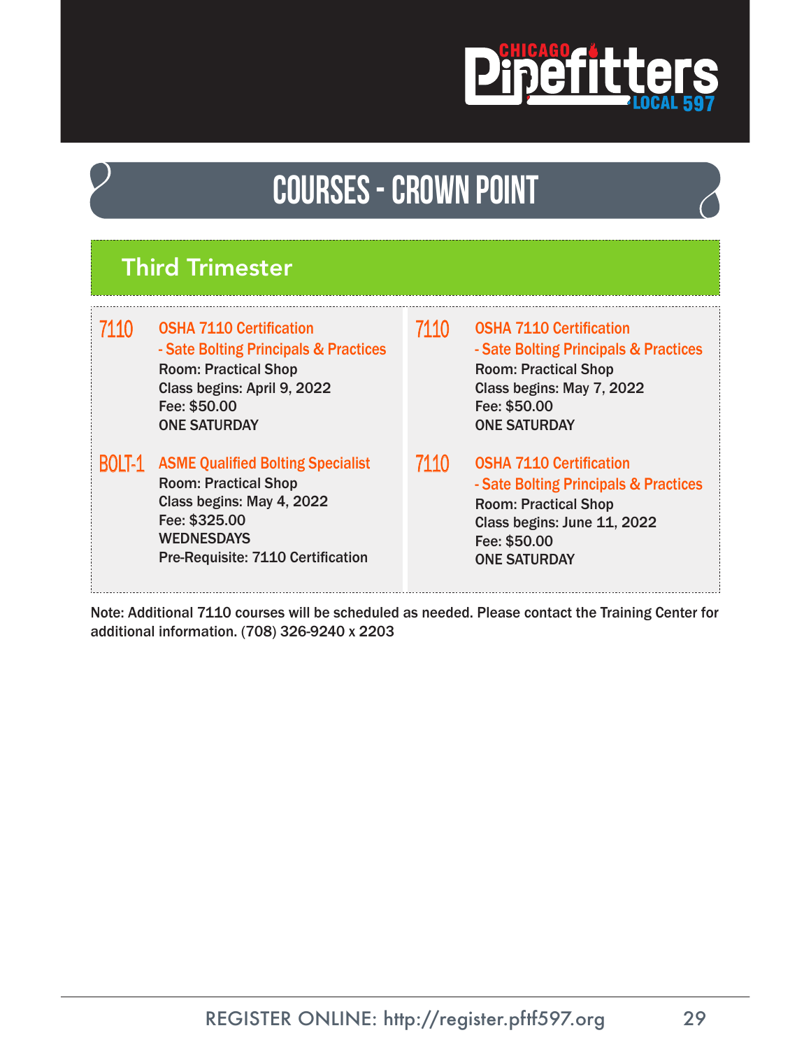# COURSES - CROWN POINT

## Third Trimester

**7110** **OSHA 7110 Certification - Sate Bolting Principals & Practices**
Room: Practical Shop
Class begins: April 9, 2022
Fee: $50.00
ONE SATURDAY

**BOLT-1** **ASME Qualified Bolting Specialist**
Room: Practical Shop
Class begins: May 4, 2022
Fee: $325.00
WEDNESDAYS
Pre-Requisite: 7110 Certification

**7110** **OSHA 7110 Certification - Sate Bolting Principals & Practices**
Room: Practical Shop
Class begins: May 7, 2022
Fee: $50.00
ONE SATURDAY

**7110** **OSHA 7110 Certification - Sate Bolting Principals & Practices**
Room: Practical Shop
Class begins: June 11, 2022
Fee: $50.00
ONE SATURDAY

Note: Additional 7110 courses will be scheduled as needed. Please contact the Training Center for additional information. (708) 326-9240 x 2203

REGISTER ONLINE: http://register.pftf597.org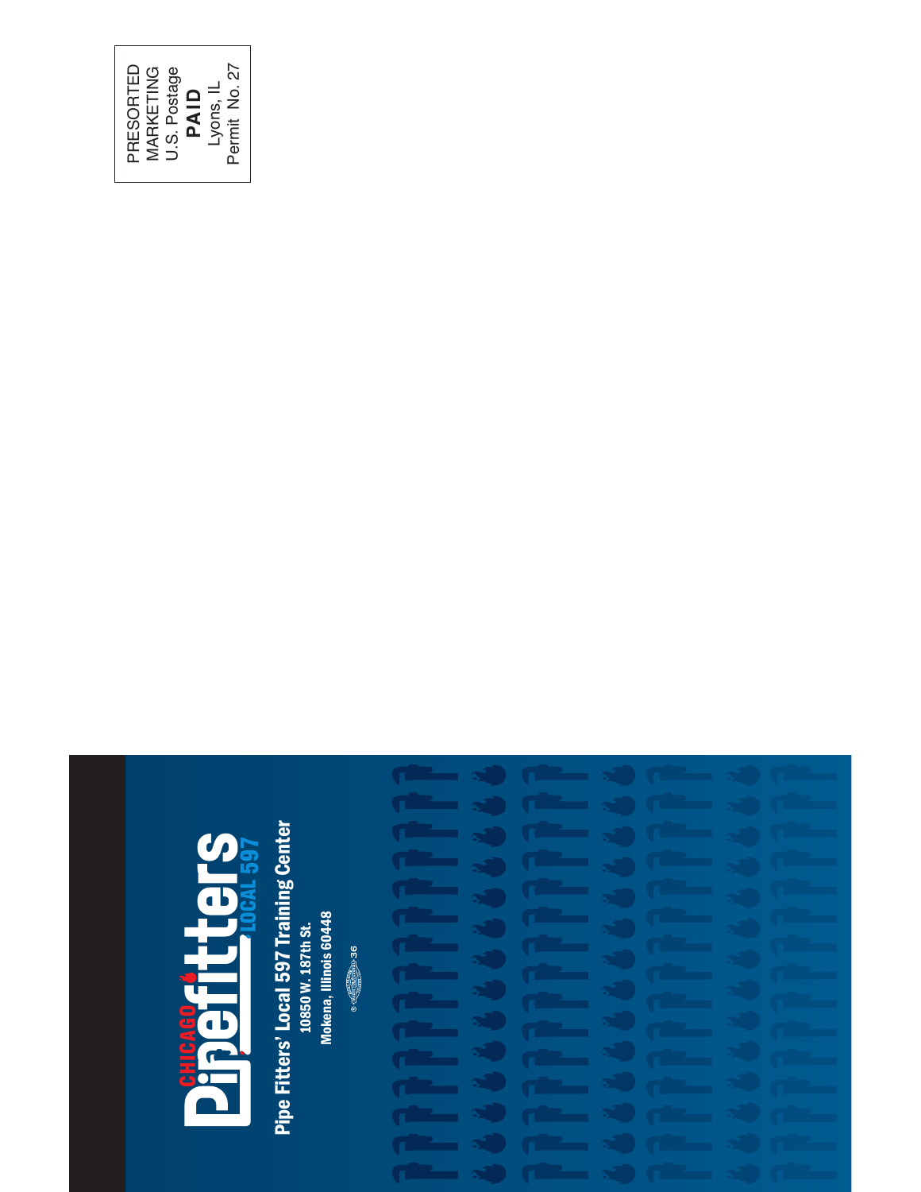PRESORTED
MARKETING
U.S. Postage
**PAID**
Lyons, IL
Permit No. 27

CHICAGO Pipefitters LOCAL 597

**Pipe Fitters' Local 597 Training Center**
10850 W. 187th St.
Mokena, Illinois 60448

36